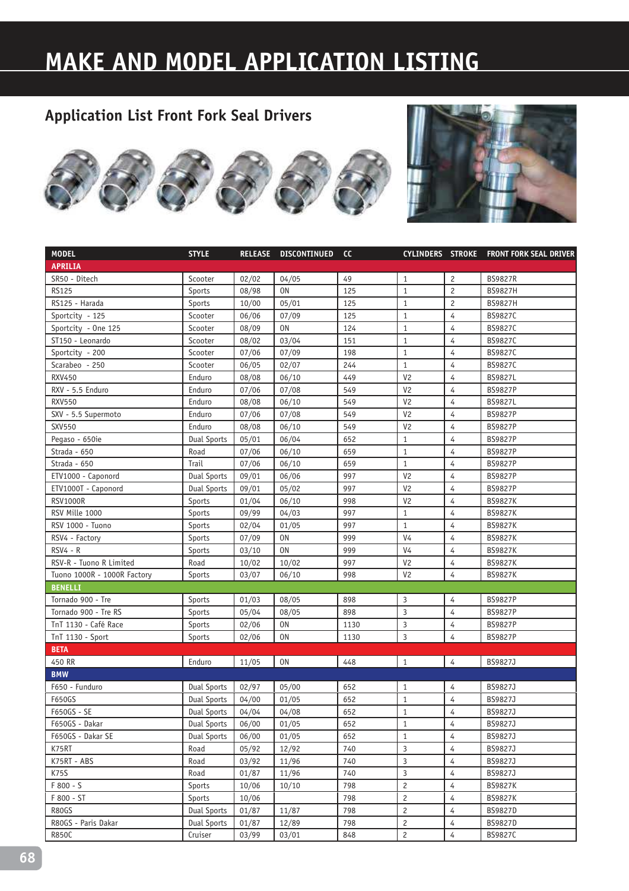# MAKE AND MODEL APPLICATION LISTING

## Application List Front Fork Seal Drivers

| MODEL | STYLE | RELEASE | DISCONTINUED | CC | CYLINDERS | STROKE | FRONT FORK SEAL DRIVER |
|---|---|---|---|---|---|---|---|
| **APRILIA** | | | | | | | |
| SR50 - Ditech | Scooter | 02/02 | 04/05 | 49 | 1 | 2 | BS9827R |
| RS125 | Sports | 08/98 | ON | 125 | 1 | 2 | BS9827H |
| RS125 - Harada | Sports | 10/00 | 05/01 | 125 | 1 | 2 | BS9827H |
| Sportcity - 125 | Scooter | 06/06 | 07/09 | 125 | 1 | 4 | BS9827C |
| Sportcity - One 125 | Scooter | 08/09 | ON | 124 | 1 | 4 | BS9827C |
| ST150 - Leonardo | Scooter | 08/02 | 03/04 | 151 | 1 | 4 | BS9827C |
| Sportcity - 200 | Scooter | 07/06 | 07/09 | 198 | 1 | 4 | BS9827C |
| Scarabeo - 250 | Scooter | 06/05 | 02/07 | 244 | 1 | 4 | BS9827C |
| RXV450 | Enduro | 08/08 | 06/10 | 449 | V2 | 4 | BS9827L |
| RXV - 5.5 Enduro | Enduro | 07/06 | 07/08 | 549 | V2 | 4 | BS9827P |
| RXV550 | Enduro | 08/08 | 06/10 | 549 | V2 | 4 | BS9827L |
| SXV - 5.5 Supermoto | Enduro | 07/06 | 07/08 | 549 | V2 | 4 | BS9827P |
| SXV550 | Enduro | 08/08 | 06/10 | 549 | V2 | 4 | BS9827P |
| Pegaso - 650ie | Dual Sports | 05/01 | 06/04 | 652 | 1 | 4 | BS9827P |
| Strada - 650 | Road | 07/06 | 06/10 | 659 | 1 | 4 | BS9827P |
| Strada - 650 | Trail | 07/06 | 06/10 | 659 | 1 | 4 | BS9827P |
| ETV1000 - Caponord | Dual Sports | 09/01 | 06/06 | 997 | V2 | 4 | BS9827P |
| ETV1000T - Caponord | Dual Sports | 09/01 | 05/02 | 997 | V2 | 4 | BS9827P |
| RSV1000R | Sports | 01/04 | 06/10 | 998 | V2 | 4 | BS9827K |
| RSV Mille 1000 | Sports | 09/99 | 04/03 | 997 | 1 | 4 | BS9827K |
| RSV 1000 - Tuono | Sports | 02/04 | 01/05 | 997 | 1 | 4 | BS9827K |
| RSV4 - Factory | Sports | 07/09 | ON | 999 | V4 | 4 | BS9827K |
| RSV4 - R | Sports | 03/10 | ON | 999 | V4 | 4 | BS9827K |
| RSV-R - Tuono R Limited | Road | 10/02 | 10/02 | 997 | V2 | 4 | BS9827K |
| Tuono 1000R - 1000R Factory | Sports | 03/07 | 06/10 | 998 | V2 | 4 | BS9827K |
| **BENELLI** | | | | | | | |
| Tornado 900 - Tre | Sports | 01/03 | 08/05 | 898 | 3 | 4 | BS9827P |
| Tornado 900 - Tre RS | Sports | 05/04 | 08/05 | 898 | 3 | 4 | BS9827P |
| TnT 1130 - Café Race | Sports | 02/06 | ON | 1130 | 3 | 4 | BS9827P |
| TnT 1130 - Sport | Sports | 02/06 | ON | 1130 | 3 | 4 | BS9827P |
| **BETA** | | | | | | | |
| 450 RR | Enduro | 11/05 | ON | 448 | 1 | 4 | BS9827J |
| **BMW** | | | | | | | |
| F650 - Funduro | Dual Sports | 02/97 | 05/00 | 652 | 1 | 4 | BS9827J |
| F650GS | Dual Sports | 04/00 | 01/05 | 652 | 1 | 4 | BS9827J |
| F650GS - SE | Dual Sports | 04/04 | 04/08 | 652 | 1 | 4 | BS9827J |
| F650GS - Dakar | Dual Sports | 06/00 | 01/05 | 652 | 1 | 4 | BS9827J |
| F650GS - Dakar SE | Dual Sports | 06/00 | 01/05 | 652 | 1 | 4 | BS9827J |
| K75RT | Road | 05/92 | 12/92 | 740 | 3 | 4 | BS9827J |
| K75RT - ABS | Road | 03/92 | 11/96 | 740 | 3 | 4 | BS9827J |
| K75S | Road | 01/87 | 11/96 | 740 | 3 | 4 | BS9827J |
| F 800 - S | Sports | 10/06 | 10/10 | 798 | 2 | 4 | BS9827K |
| F 800 - ST | Sports | 10/06 | | 798 | 2 | 4 | BS9827K |
| R80GS | Dual Sports | 01/87 | 11/87 | 798 | 2 | 4 | BS9827D |
| R80GS - Paris Dakar | Dual Sports | 01/87 | 12/89 | 798 | 2 | 4 | BS9827D |
| R850C | Cruiser | 03/99 | 03/01 | 848 | 2 | 4 | BS9827C |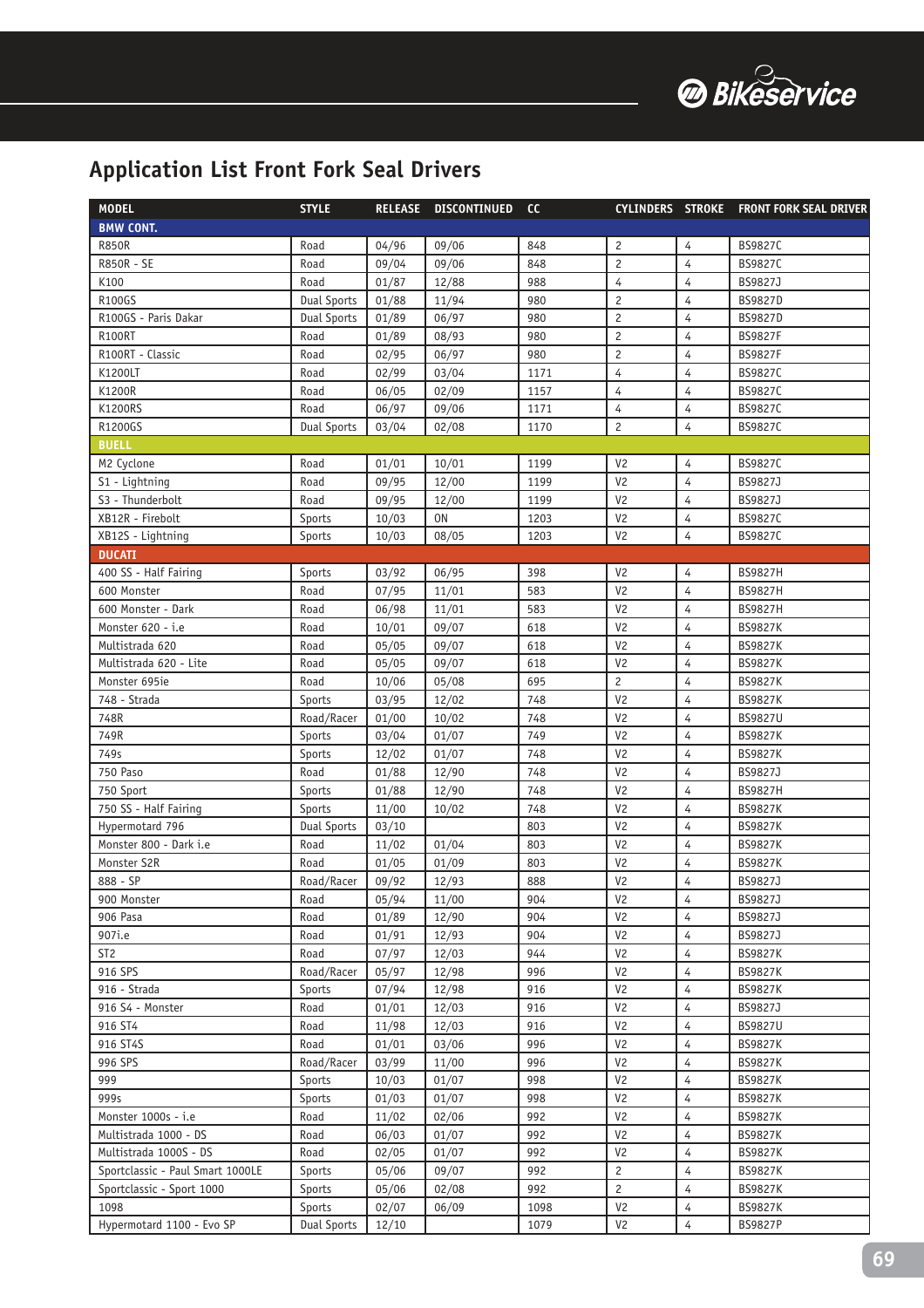# Application List Front Fork Seal Drivers

| MODEL | STYLE | RELEASE | DISCONTINUED | CC | CYLINDERS | STROKE | FRONT FORK SEAL DRIVER |
|---|---|---|---|---|---|---|---|
| **BMW CONT.** | | | | | | | |
| R850R | Road | 04/96 | 09/06 | 848 | 2 | 4 | BS9827C |
| R850R - SE | Road | 09/04 | 09/06 | 848 | 2 | 4 | BS9827C |
| K100 | Road | 01/87 | 12/88 | 988 | 4 | 4 | BS9827J |
| R100GS | Dual Sports | 01/88 | 11/94 | 980 | 2 | 4 | BS9827D |
| R100GS - Paris Dakar | Dual Sports | 01/89 | 06/97 | 980 | 2 | 4 | BS9827D |
| R100RT | Road | 01/89 | 08/93 | 980 | 2 | 4 | BS9827F |
| R100RT - Classic | Road | 02/95 | 06/97 | 980 | 2 | 4 | BS9827F |
| K1200LT | Road | 02/99 | 03/04 | 1171 | 4 | 4 | BS9827C |
| K1200R | Road | 06/05 | 02/09 | 1157 | 4 | 4 | BS9827C |
| K1200RS | Road | 06/97 | 09/06 | 1171 | 4 | 4 | BS9827C |
| R1200GS | Dual Sports | 03/04 | 02/08 | 1170 | 2 | 4 | BS9827C |
| **BUELL** | | | | | | | |
| M2 Cyclone | Road | 01/01 | 10/01 | 1199 | V2 | 4 | BS9827C |
| S1 - Lightning | Road | 09/95 | 12/00 | 1199 | V2 | 4 | BS9827J |
| S3 - Thunderbolt | Road | 09/95 | 12/00 | 1199 | V2 | 4 | BS9827J |
| XB12R - Firebolt | Sports | 10/03 | ON | 1203 | V2 | 4 | BS9827C |
| XB12S - Lightning | Sports | 10/03 | 08/05 | 1203 | V2 | 4 | BS9827C |
| **DUCATI** | | | | | | | |
| 400 SS - Half Fairing | Sports | 03/92 | 06/95 | 398 | V2 | 4 | BS9827H |
| 600 Monster | Road | 07/95 | 11/01 | 583 | V2 | 4 | BS9827H |
| 600 Monster - Dark | Road | 06/98 | 11/01 | 583 | V2 | 4 | BS9827H |
| Monster 620 - i.e | Road | 10/01 | 09/07 | 618 | V2 | 4 | BS9827K |
| Multistrada 620 | Road | 05/05 | 09/07 | 618 | V2 | 4 | BS9827K |
| Multistrada 620 - Lite | Road | 05/05 | 09/07 | 618 | V2 | 4 | BS9827K |
| Monster 695ie | Road | 10/06 | 05/08 | 695 | 2 | 4 | BS9827K |
| 748 - Strada | Sports | 03/95 | 12/02 | 748 | V2 | 4 | BS9827K |
| 748R | Road/Racer | 01/00 | 10/02 | 748 | V2 | 4 | BS9827U |
| 749R | Sports | 03/04 | 01/07 | 749 | V2 | 4 | BS9827K |
| 749s | Sports | 12/02 | 01/07 | 748 | V2 | 4 | BS9827K |
| 750 Paso | Road | 01/88 | 12/90 | 748 | V2 | 4 | BS9827J |
| 750 Sport | Sports | 01/88 | 12/90 | 748 | V2 | 4 | BS9827H |
| 750 SS - Half Fairing | Sports | 11/00 | 10/02 | 748 | V2 | 4 | BS9827K |
| Hypermotard 796 | Dual Sports | 03/10 | | 803 | V2 | 4 | BS9827K |
| Monster 800 - Dark i.e | Road | 11/02 | 01/04 | 803 | V2 | 4 | BS9827K |
| Monster S2R | Road | 01/05 | 01/09 | 803 | V2 | 4 | BS9827K |
| 888 - SP | Road/Racer | 09/92 | 12/93 | 888 | V2 | 4 | BS9827J |
| 900 Monster | Road | 05/94 | 11/00 | 904 | V2 | 4 | BS9827J |
| 906 Pasa | Road | 01/89 | 12/90 | 904 | V2 | 4 | BS9827J |
| 907i.e | Road | 01/91 | 12/93 | 904 | V2 | 4 | BS9827J |
| ST2 | Road | 07/97 | 12/03 | 944 | V2 | 4 | BS9827K |
| 916 SPS | Road/Racer | 05/97 | 12/98 | 996 | V2 | 4 | BS9827K |
| 916 - Strada | Sports | 07/94 | 12/98 | 916 | V2 | 4 | BS9827K |
| 916 S4 - Monster | Road | 01/01 | 12/03 | 916 | V2 | 4 | BS9827J |
| 916 ST4 | Road | 11/98 | 12/03 | 916 | V2 | 4 | BS9827U |
| 916 ST4S | Road | 01/01 | 03/06 | 996 | V2 | 4 | BS9827K |
| 996 SPS | Road/Racer | 03/99 | 11/00 | 996 | V2 | 4 | BS9827K |
| 999 | Sports | 10/03 | 01/07 | 998 | V2 | 4 | BS9827K |
| 999s | Sports | 01/03 | 01/07 | 998 | V2 | 4 | BS9827K |
| Monster 1000s - i.e | Road | 11/02 | 02/06 | 992 | V2 | 4 | BS9827K |
| Multistrada 1000 - DS | Road | 06/03 | 01/07 | 992 | V2 | 4 | BS9827K |
| Multistrada 1000S - DS | Road | 02/05 | 01/07 | 992 | V2 | 4 | BS9827K |
| Sportclassic - Paul Smart 1000LE | Sports | 05/06 | 09/07 | 992 | 2 | 4 | BS9827K |
| Sportclassic - Sport 1000 | Sports | 05/06 | 02/08 | 992 | 2 | 4 | BS9827K |
| 1098 | Sports | 02/07 | 06/09 | 1098 | V2 | 4 | BS9827K |
| Hypermotard 1100 - Evo SP | Dual Sports | 12/10 | | 1079 | V2 | 4 | BS9827P |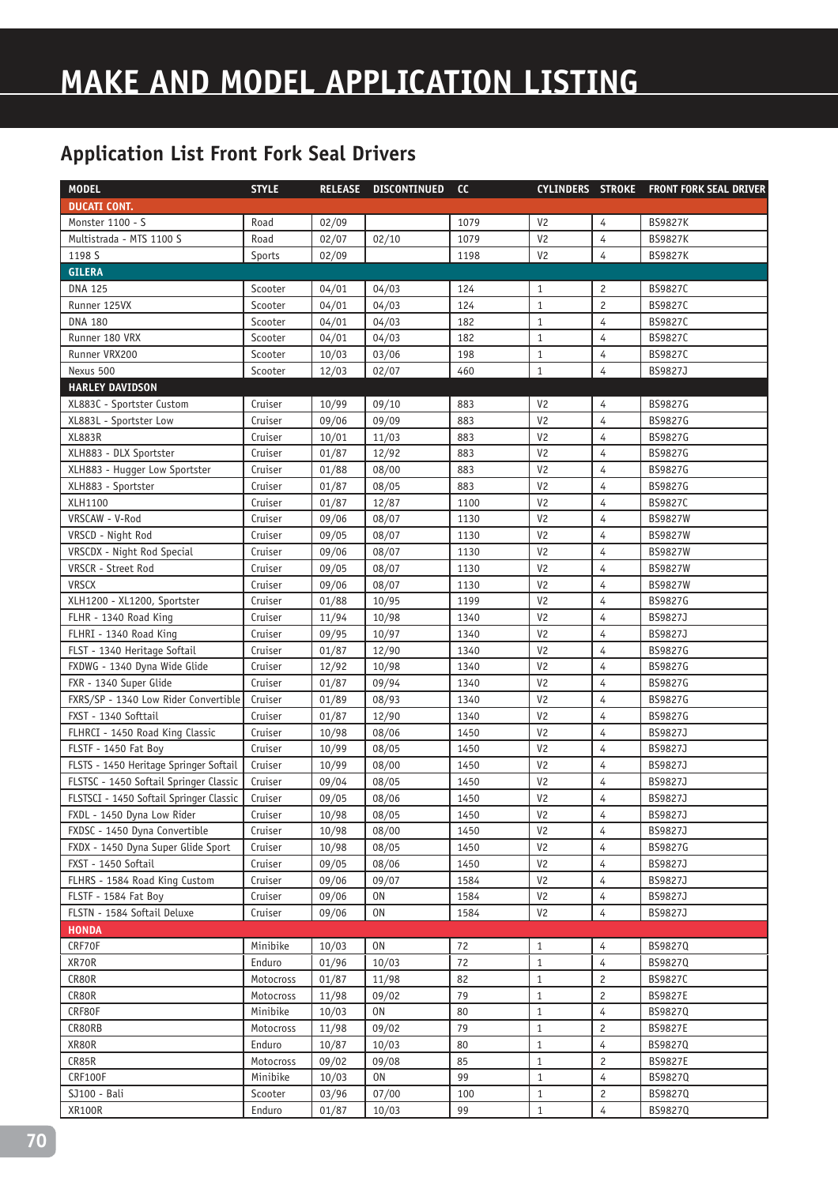# MAKE AND MODEL APPLICATION LISTING

## Application List Front Fork Seal Drivers

| MODEL | STYLE | RELEASE | DISCONTINUED | CC | CYLINDERS | STROKE | FRONT FORK SEAL DRIVER |
|---|---|---|---|---|---|---|---|
| **DUCATI CONT.** | | | | | | | |
| Monster 1100 - S | Road | 02/09 | | 1079 | V2 | 4 | BS9827K |
| Multistrada - MTS 1100 S | Road | 02/07 | 02/10 | 1079 | V2 | 4 | BS9827K |
| 1198 S | Sports | 02/09 | | 1198 | V2 | 4 | BS9827K |
| **GILERA** | | | | | | | |
| DNA 125 | Scooter | 04/01 | 04/03 | 124 | 1 | 2 | BS9827C |
| Runner 125VX | Scooter | 04/01 | 04/03 | 124 | 1 | 2 | BS9827C |
| DNA 180 | Scooter | 04/01 | 04/03 | 182 | 1 | 4 | BS9827C |
| Runner 180 VRX | Scooter | 04/01 | 04/03 | 182 | 1 | 4 | BS9827C |
| Runner VRX200 | Scooter | 10/03 | 03/06 | 198 | 1 | 4 | BS9827C |
| Nexus 500 | Scooter | 12/03 | 02/07 | 460 | 1 | 4 | BS9827J |
| **HARLEY DAVIDSON** | | | | | | | |
| XL883C - Sportster Custom | Cruiser | 10/99 | 09/10 | 883 | V2 | 4 | BS9827G |
| XL883L - Sportster Low | Cruiser | 09/06 | 09/09 | 883 | V2 | 4 | BS9827G |
| XL883R | Cruiser | 10/01 | 11/03 | 883 | V2 | 4 | BS9827G |
| XLH883 - DLX Sportster | Cruiser | 01/87 | 12/92 | 883 | V2 | 4 | BS9827G |
| XLH883 - Hugger Low Sportster | Cruiser | 01/88 | 08/00 | 883 | V2 | 4 | BS9827G |
| XLH883 - Sportster | Cruiser | 01/87 | 08/05 | 883 | V2 | 4 | BS9827G |
| XLH1100 | Cruiser | 01/87 | 12/87 | 1100 | V2 | 4 | BS9827C |
| VRSCAW - V-Rod | Cruiser | 09/06 | 08/07 | 1130 | V2 | 4 | BS9827W |
| VRSCD - Night Rod | Cruiser | 09/05 | 08/07 | 1130 | V2 | 4 | BS9827W |
| VRSCDX - Night Rod Special | Cruiser | 09/06 | 08/07 | 1130 | V2 | 4 | BS9827W |
| VRSCR - Street Rod | Cruiser | 09/05 | 08/07 | 1130 | V2 | 4 | BS9827W |
| VRSCX | Cruiser | 09/06 | 08/07 | 1130 | V2 | 4 | BS9827W |
| XLH1200 - XL1200, Sportster | Cruiser | 01/88 | 10/95 | 1199 | V2 | 4 | BS9827G |
| FLHR - 1340 Road King | Cruiser | 11/94 | 10/98 | 1340 | V2 | 4 | BS9827J |
| FLHRI - 1340 Road King | Cruiser | 09/95 | 10/97 | 1340 | V2 | 4 | BS9827J |
| FLST - 1340 Heritage Softail | Cruiser | 01/87 | 12/90 | 1340 | V2 | 4 | BS9827G |
| FXDWG - 1340 Dyna Wide Glide | Cruiser | 12/92 | 10/98 | 1340 | V2 | 4 | BS9827G |
| FXR - 1340 Super Glide | Cruiser | 01/87 | 09/94 | 1340 | V2 | 4 | BS9827G |
| FXRS/SP - 1340 Low Rider Convertible | Cruiser | 01/89 | 08/93 | 1340 | V2 | 4 | BS9827G |
| FXST - 1340 Softtail | Cruiser | 01/87 | 12/90 | 1340 | V2 | 4 | BS9827G |
| FLHRCI - 1450 Road King Classic | Cruiser | 10/98 | 08/06 | 1450 | V2 | 4 | BS9827J |
| FLSTF - 1450 Fat Boy | Cruiser | 10/99 | 08/05 | 1450 | V2 | 4 | BS9827J |
| FLSTS - 1450 Heritage Springer Softail | Cruiser | 10/99 | 08/00 | 1450 | V2 | 4 | BS9827J |
| FLSTSC - 1450 Softail Springer Classic | Cruiser | 09/04 | 08/05 | 1450 | V2 | 4 | BS9827J |
| FLSTSCI - 1450 Softail Springer Classic | Cruiser | 09/05 | 08/06 | 1450 | V2 | 4 | BS9827J |
| FXDL - 1450 Dyna Low Rider | Cruiser | 10/98 | 08/05 | 1450 | V2 | 4 | BS9827J |
| FXDSC - 1450 Dyna Convertible | Cruiser | 10/98 | 08/00 | 1450 | V2 | 4 | BS9827J |
| FXDX - 1450 Dyna Super Glide Sport | Cruiser | 10/98 | 08/05 | 1450 | V2 | 4 | BS9827G |
| FXST - 1450 Softail | Cruiser | 09/05 | 08/06 | 1450 | V2 | 4 | BS9827J |
| FLHRS - 1584 Road King Custom | Cruiser | 09/06 | 09/07 | 1584 | V2 | 4 | BS9827J |
| FLSTF - 1584 Fat Boy | Cruiser | 09/06 | ON | 1584 | V2 | 4 | BS9827J |
| FLSTN - 1584 Softail Deluxe | Cruiser | 09/06 | ON | 1584 | V2 | 4 | BS9827J |
| **HONDA** | | | | | | | |
| CRF70F | Minibike | 10/03 | ON | 72 | 1 | 4 | BS9827Q |
| XR70R | Enduro | 01/96 | 10/03 | 72 | 1 | 4 | BS9827Q |
| CR80R | Motocross | 01/87 | 11/98 | 82 | 1 | 2 | BS9827C |
| CR80R | Motocross | 11/98 | 09/02 | 79 | 1 | 2 | BS9827E |
| CRF80F | Minibike | 10/03 | ON | 80 | 1 | 4 | BS9827Q |
| CR80RB | Motocross | 11/98 | 09/02 | 79 | 1 | 2 | BS9827E |
| XR80R | Enduro | 10/87 | 10/03 | 80 | 1 | 4 | BS9827Q |
| CR85R | Motocross | 09/02 | 09/08 | 85 | 1 | 2 | BS9827E |
| CRF100F | Minibike | 10/03 | ON | 99 | 1 | 4 | BS9827Q |
| SJ100 - Bali | Scooter | 03/96 | 07/00 | 100 | 1 | 2 | BS9827Q |
| XR100R | Enduro | 01/87 | 10/03 | 99 | 1 | 4 | BS9827Q |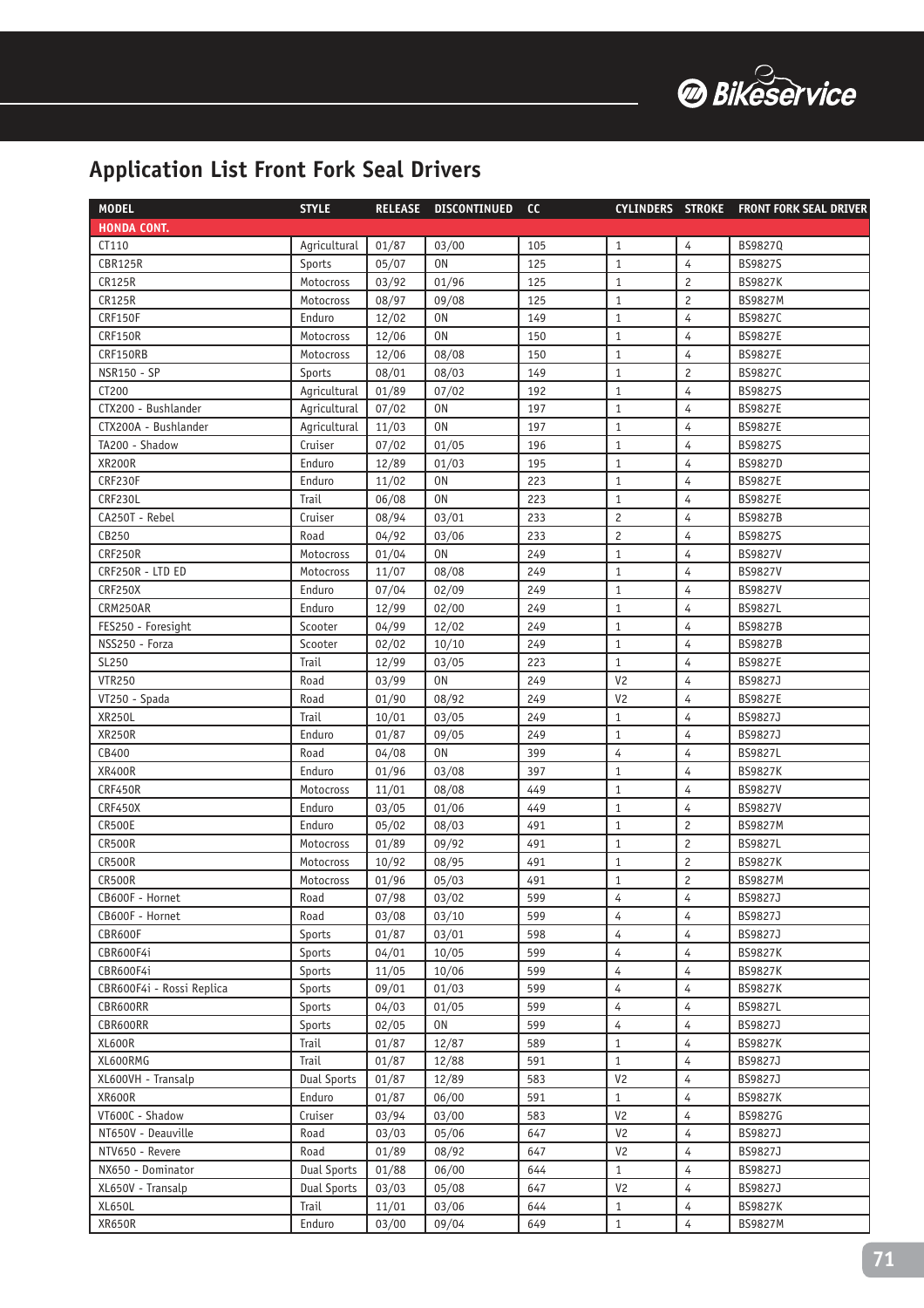## Application List Front Fork Seal Drivers

| MODEL | STYLE | RELEASE | DISCONTINUED | CC | CYLINDERS | STROKE | FRONT FORK SEAL DRIVER |
|---|---|---|---|---|---|---|---|
| **HONDA CONT.** | | | | | | | |
| CT110 | Agricultural | 01/87 | 03/00 | 105 | 1 | 4 | BS9827Q |
| CBR125R | Sports | 05/07 | ON | 125 | 1 | 4 | BS9827S |
| CR125R | Motocross | 03/92 | 01/96 | 125 | 1 | 2 | BS9827K |
| CR125R | Motocross | 08/97 | 09/08 | 125 | 1 | 2 | BS9827M |
| CRF150F | Enduro | 12/02 | ON | 149 | 1 | 4 | BS9827C |
| CRF150R | Motocross | 12/06 | ON | 150 | 1 | 4 | BS9827E |
| CRF150RB | Motocross | 12/06 | 08/08 | 150 | 1 | 4 | BS9827E |
| NSR150 - SP | Sports | 08/01 | 08/03 | 149 | 1 | 2 | BS9827C |
| CT200 | Agricultural | 01/89 | 07/02 | 192 | 1 | 4 | BS9827S |
| CTX200 - Bushlander | Agricultural | 07/02 | ON | 197 | 1 | 4 | BS9827E |
| CTX200A - Bushlander | Agricultural | 11/03 | ON | 197 | 1 | 4 | BS9827E |
| TA200 - Shadow | Cruiser | 07/02 | 01/05 | 196 | 1 | 4 | BS9827S |
| XR200R | Enduro | 12/89 | 01/03 | 195 | 1 | 4 | BS9827D |
| CRF230F | Enduro | 11/02 | ON | 223 | 1 | 4 | BS9827E |
| CRF230L | Trail | 06/08 | ON | 223 | 1 | 4 | BS9827E |
| CA250T - Rebel | Cruiser | 08/94 | 03/01 | 233 | 2 | 4 | BS9827B |
| CB250 | Road | 04/92 | 03/06 | 233 | 2 | 4 | BS9827S |
| CRF250R | Motocross | 01/04 | ON | 249 | 1 | 4 | BS9827V |
| CRF250R - LTD ED | Motocross | 11/07 | 08/08 | 249 | 1 | 4 | BS9827V |
| CRF250X | Enduro | 07/04 | 02/09 | 249 | 1 | 4 | BS9827V |
| CRM250AR | Enduro | 12/99 | 02/00 | 249 | 1 | 4 | BS9827L |
| FES250 - Foresight | Scooter | 04/99 | 12/02 | 249 | 1 | 4 | BS9827B |
| NSS250 - Forza | Scooter | 02/02 | 10/10 | 249 | 1 | 4 | BS9827B |
| SL250 | Trail | 12/99 | 03/05 | 223 | 1 | 4 | BS9827E |
| VTR250 | Road | 03/99 | ON | 249 | V2 | 4 | BS9827J |
| VT250 - Spada | Road | 01/90 | 08/92 | 249 | V2 | 4 | BS9827E |
| XR250L | Trail | 10/01 | 03/05 | 249 | 1 | 4 | BS9827J |
| XR250R | Enduro | 01/87 | 09/05 | 249 | 1 | 4 | BS9827J |
| CB400 | Road | 04/08 | ON | 399 | 4 | 4 | BS9827L |
| XR400R | Enduro | 01/96 | 03/08 | 397 | 1 | 4 | BS9827K |
| CRF450R | Motocross | 11/01 | 08/08 | 449 | 1 | 4 | BS9827V |
| CRF450X | Enduro | 03/05 | 01/06 | 449 | 1 | 4 | BS9827V |
| CR500E | Enduro | 05/02 | 08/03 | 491 | 1 | 2 | BS9827M |
| CR500R | Motocross | 01/89 | 09/92 | 491 | 1 | 2 | BS9827L |
| CR500R | Motocross | 10/92 | 08/95 | 491 | 1 | 2 | BS9827K |
| CR500R | Motocross | 01/96 | 05/03 | 491 | 1 | 2 | BS9827M |
| CB600F - Hornet | Road | 07/98 | 03/02 | 599 | 4 | 4 | BS9827J |
| CB600F - Hornet | Road | 03/08 | 03/10 | 599 | 4 | 4 | BS9827J |
| CBR600F | Sports | 01/87 | 03/01 | 598 | 4 | 4 | BS9827J |
| CBR600F4i | Sports | 04/01 | 10/05 | 599 | 4 | 4 | BS9827K |
| CBR600F4i | Sports | 11/05 | 10/06 | 599 | 4 | 4 | BS9827K |
| CBR600F4i - Rossi Replica | Sports | 09/01 | 01/03 | 599 | 4 | 4 | BS9827K |
| CBR600RR | Sports | 04/03 | 01/05 | 599 | 4 | 4 | BS9827L |
| CBR600RR | Sports | 02/05 | ON | 599 | 4 | 4 | BS9827J |
| XL600R | Trail | 01/87 | 12/87 | 589 | 1 | 4 | BS9827K |
| XL600RMG | Trail | 01/87 | 12/88 | 591 | 1 | 4 | BS9827J |
| XL600VH - Transalp | Dual Sports | 01/87 | 12/89 | 583 | V2 | 4 | BS9827J |
| XR600R | Enduro | 01/87 | 06/00 | 591 | 1 | 4 | BS9827K |
| VT600C - Shadow | Cruiser | 03/94 | 03/00 | 583 | V2 | 4 | BS9827G |
| NT650V - Deauville | Road | 03/03 | 05/06 | 647 | V2 | 4 | BS9827J |
| NTV650 - Revere | Road | 01/89 | 08/92 | 647 | V2 | 4 | BS9827J |
| NX650 - Dominator | Dual Sports | 01/88 | 06/00 | 644 | 1 | 4 | BS9827J |
| XL650V - Transalp | Dual Sports | 03/03 | 05/08 | 647 | V2 | 4 | BS9827J |
| XL650L | Trail | 11/01 | 03/06 | 644 | 1 | 4 | BS9827K |
| XR650R | Enduro | 03/00 | 09/04 | 649 | 1 | 4 | BS9827M |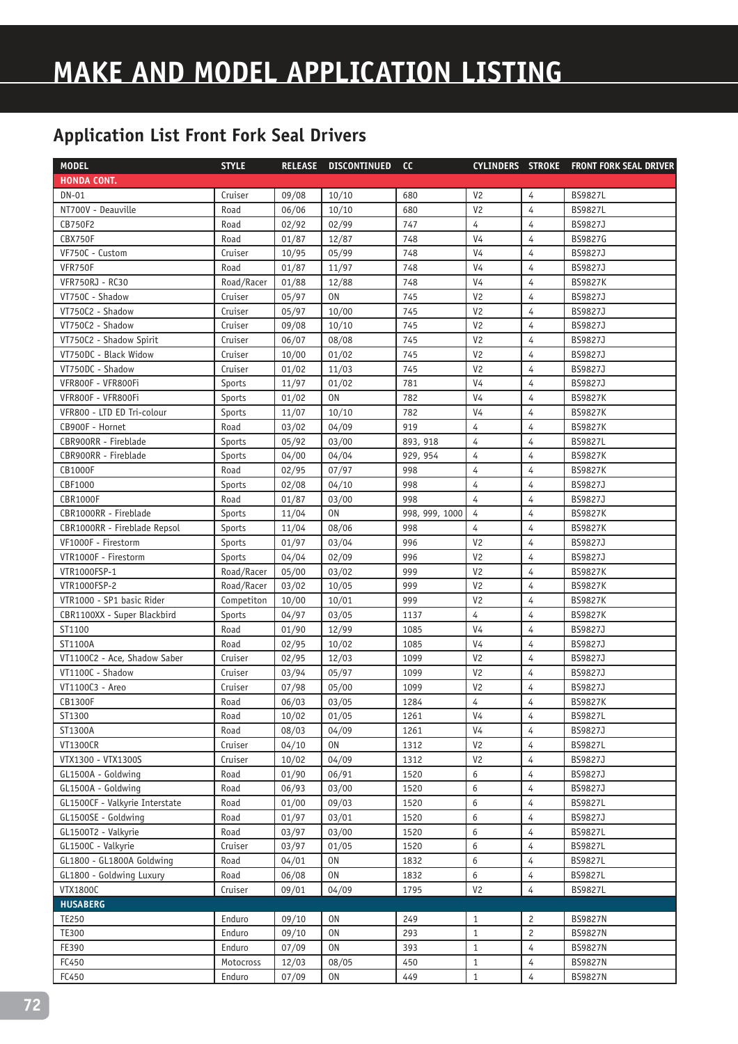# MAKE AND MODEL APPLICATION LISTING

## Application List Front Fork Seal Drivers

| MODEL | STYLE | RELEASE | DISCONTINUED | CC | CYLINDERS | STROKE | FRONT FORK SEAL DRIVER |
|---|---|---|---|---|---|---|---|
| **HONDA CONT.** | | | | | | | |
| DN-01 | Cruiser | 09/08 | 10/10 | 680 | V2 | 4 | BS9827L |
| NT700V - Deauville | Road | 06/06 | 10/10 | 680 | V2 | 4 | BS9827L |
| CB750F2 | Road | 02/92 | 02/99 | 747 | 4 | 4 | BS9827J |
| CBX750F | Road | 01/87 | 12/87 | 748 | V4 | 4 | BS9827G |
| VF750C - Custom | Cruiser | 10/95 | 05/99 | 748 | V4 | 4 | BS9827J |
| VFR750F | Road | 01/87 | 11/97 | 748 | V4 | 4 | BS9827J |
| VFR750RJ - RC30 | Road/Racer | 01/88 | 12/88 | 748 | V4 | 4 | BS9827K |
| VT750C - Shadow | Cruiser | 05/97 | ON | 745 | V2 | 4 | BS9827J |
| VT750C2 - Shadow | Cruiser | 05/97 | 10/00 | 745 | V2 | 4 | BS9827J |
| VT750C2 - Shadow | Cruiser | 09/08 | 10/10 | 745 | V2 | 4 | BS9827J |
| VT750C2 - Shadow Spirit | Cruiser | 06/07 | 08/08 | 745 | V2 | 4 | BS9827J |
| VT750DC - Black Widow | Cruiser | 10/00 | 01/02 | 745 | V2 | 4 | BS9827J |
| VT750DC - Shadow | Cruiser | 01/02 | 11/03 | 745 | V2 | 4 | BS9827J |
| VFR800F - VFR800Fi | Sports | 11/97 | 01/02 | 781 | V4 | 4 | BS9827J |
| VFR800F - VFR800Fi | Sports | 01/02 | ON | 782 | V4 | 4 | BS9827K |
| VFR800 - LTD ED Tri-colour | Sports | 11/07 | 10/10 | 782 | V4 | 4 | BS9827K |
| CB900F - Hornet | Road | 03/02 | 04/09 | 919 | 4 | 4 | BS9827K |
| CBR900RR - Fireblade | Sports | 05/92 | 03/00 | 893, 918 | 4 | 4 | BS9827L |
| CBR900RR - Fireblade | Sports | 04/00 | 04/04 | 929, 954 | 4 | 4 | BS9827K |
| CB1000F | Road | 02/95 | 07/97 | 998 | 4 | 4 | BS9827K |
| CBF1000 | Sports | 02/08 | 04/10 | 998 | 4 | 4 | BS9827J |
| CBR1000F | Road | 01/87 | 03/00 | 998 | 4 | 4 | BS9827J |
| CBR1000RR - Fireblade | Sports | 11/04 | ON | 998, 999, 1000 | 4 | 4 | BS9827K |
| CBR1000RR - Fireblade Repsol | Sports | 11/04 | 08/06 | 998 | 4 | 4 | BS9827K |
| VF1000F - Firestorm | Sports | 01/97 | 03/04 | 996 | V2 | 4 | BS9827J |
| VTR1000F - Firestorm | Sports | 04/04 | 02/09 | 996 | V2 | 4 | BS9827J |
| VTR1000FSP-1 | Road/Racer | 05/00 | 03/02 | 999 | V2 | 4 | BS9827K |
| VTR1000FSP-2 | Road/Racer | 03/02 | 10/05 | 999 | V2 | 4 | BS9827K |
| VTR1000 - SP1 basic Rider | Competiton | 10/00 | 10/01 | 999 | V2 | 4 | BS9827K |
| CBR1100XX - Super Blackbird | Sports | 04/97 | 03/05 | 1137 | 4 | 4 | BS9827K |
| ST1100 | Road | 01/90 | 12/99 | 1085 | V4 | 4 | BS9827J |
| ST1100A | Road | 02/95 | 10/02 | 1085 | V4 | 4 | BS9827J |
| VT1100C2 - Ace, Shadow Saber | Cruiser | 02/95 | 12/03 | 1099 | V2 | 4 | BS9827J |
| VT1100C - Shadow | Cruiser | 03/94 | 05/97 | 1099 | V2 | 4 | BS9827J |
| VT1100C3 - Areo | Cruiser | 07/98 | 05/00 | 1099 | V2 | 4 | BS9827J |
| CB1300F | Road | 06/03 | 03/05 | 1284 | 4 | 4 | BS9827K |
| ST1300 | Road | 10/02 | 01/05 | 1261 | V4 | 4 | BS9827L |
| ST1300A | Road | 08/03 | 04/09 | 1261 | V4 | 4 | BS9827J |
| VT1300CR | Cruiser | 04/10 | ON | 1312 | V2 | 4 | BS9827L |
| VTX1300 - VTX1300S | Cruiser | 10/02 | 04/09 | 1312 | V2 | 4 | BS9827J |
| GL1500A - Goldwing | Road | 01/90 | 06/91 | 1520 | 6 | 4 | BS9827J |
| GL1500A - Goldwing | Road | 06/93 | 03/00 | 1520 | 6 | 4 | BS9827J |
| GL1500CF - Valkyrie Interstate | Road | 01/00 | 09/03 | 1520 | 6 | 4 | BS9827L |
| GL1500SE - Goldwing | Road | 01/97 | 03/01 | 1520 | 6 | 4 | BS9827J |
| GL1500T2 - Valkyrie | Road | 03/97 | 03/00 | 1520 | 6 | 4 | BS9827L |
| GL1500C - Valkyrie | Cruiser | 03/97 | 01/05 | 1520 | 6 | 4 | BS9827L |
| GL1800 - GL1800A Goldwing | Road | 04/01 | ON | 1832 | 6 | 4 | BS9827L |
| GL1800 - Goldwing Luxury | Road | 06/08 | ON | 1832 | 6 | 4 | BS9827L |
| VTX1800C | Cruiser | 09/01 | 04/09 | 1795 | V2 | 4 | BS9827L |
| **HUSABERG** | | | | | | | |
| TE250 | Enduro | 09/10 | ON | 249 | 1 | 2 | BS9827N |
| TE300 | Enduro | 09/10 | ON | 293 | 1 | 2 | BS9827N |
| FE390 | Enduro | 07/09 | ON | 393 | 1 | 4 | BS9827N |
| FC450 | Motocross | 12/03 | 08/05 | 450 | 1 | 4 | BS9827N |
| FC450 | Enduro | 07/09 | ON | 449 | 1 | 4 | BS9827N |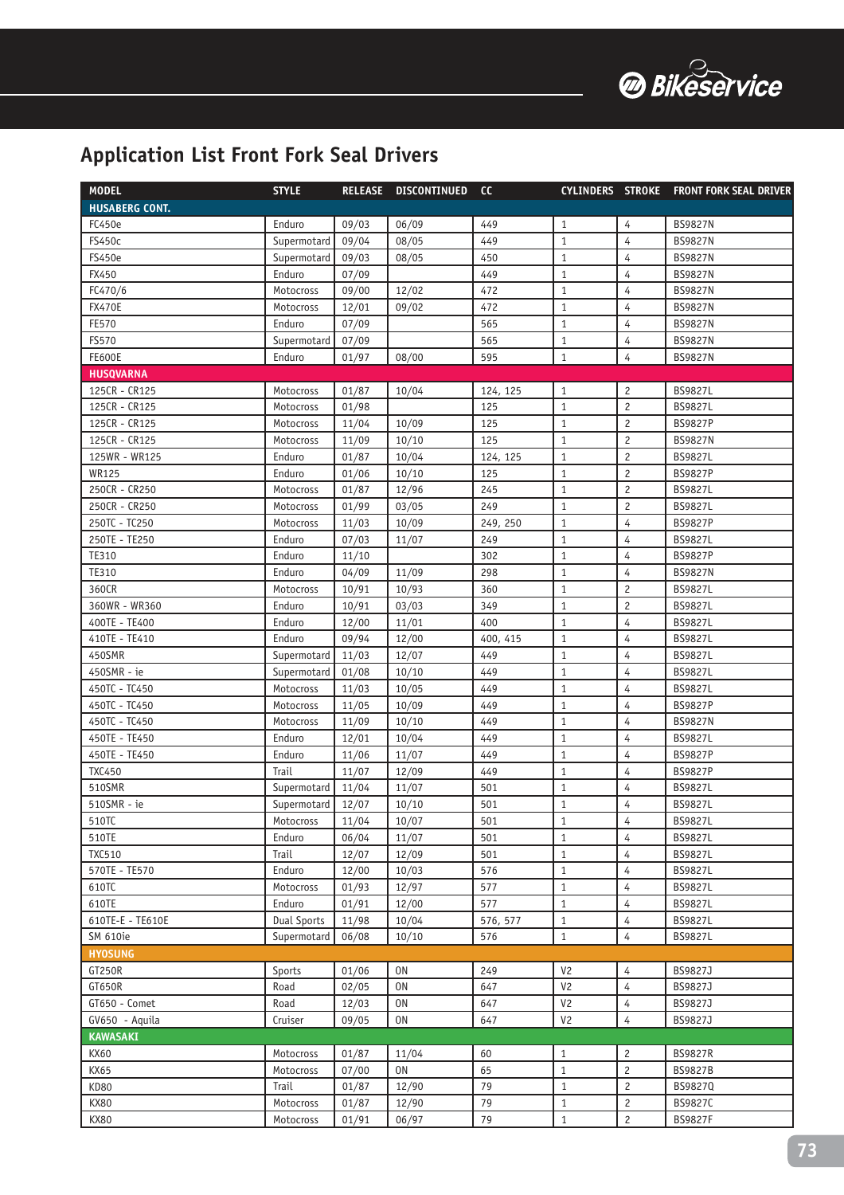## Application List Front Fork Seal Drivers

| MODEL | STYLE | RELEASE | DISCONTINUED | CC | CYLINDERS | STROKE | FRONT FORK SEAL DRIVER |
|---|---|---|---|---|---|---|---|
| **HUSABERG CONT.** | | | | | | | |
| FC450e | Enduro | 09/03 | 06/09 | 449 | 1 | 4 | BS9827N |
| FS450c | Supermotard | 09/04 | 08/05 | 449 | 1 | 4 | BS9827N |
| FS450e | Supermotard | 09/03 | 08/05 | 450 | 1 | 4 | BS9827N |
| FX450 | Enduro | 07/09 | | 449 | 1 | 4 | BS9827N |
| FC470/6 | Motocross | 09/00 | 12/02 | 472 | 1 | 4 | BS9827N |
| FX470E | Motocross | 12/01 | 09/02 | 472 | 1 | 4 | BS9827N |
| FE570 | Enduro | 07/09 | | 565 | 1 | 4 | BS9827N |
| FS570 | Supermotard | 07/09 | | 565 | 1 | 4 | BS9827N |
| FE600E | Enduro | 01/97 | 08/00 | 595 | 1 | 4 | BS9827N |
| **HUSQVARNA** | | | | | | | |
| 125CR - CR125 | Motocross | 01/87 | 10/04 | 124, 125 | 1 | 2 | BS9827L |
| 125CR - CR125 | Motocross | 01/98 | | 125 | 1 | 2 | BS9827L |
| 125CR - CR125 | Motocross | 11/04 | 10/09 | 125 | 1 | 2 | BS9827P |
| 125CR - CR125 | Motocross | 11/09 | 10/10 | 125 | 1 | 2 | BS9827N |
| 125WR - WR125 | Enduro | 01/87 | 10/04 | 124, 125 | 1 | 2 | BS9827L |
| WR125 | Enduro | 01/06 | 10/10 | 125 | 1 | 2 | BS9827P |
| 250CR - CR250 | Motocross | 01/87 | 12/96 | 245 | 1 | 2 | BS9827L |
| 250CR - CR250 | Motocross | 01/99 | 03/05 | 249 | 1 | 2 | BS9827L |
| 250TC - TC250 | Motocross | 11/03 | 10/09 | 249, 250 | 1 | 4 | BS9827P |
| 250TE - TE250 | Enduro | 07/03 | 11/07 | 249 | 1 | 4 | BS9827L |
| TE310 | Enduro | 11/10 | | 302 | 1 | 4 | BS9827P |
| TE310 | Enduro | 04/09 | 11/09 | 298 | 1 | 4 | BS9827N |
| 360CR | Motocross | 10/91 | 10/93 | 360 | 1 | 2 | BS9827L |
| 360WR - WR360 | Enduro | 10/91 | 03/03 | 349 | 1 | 2 | BS9827L |
| 400TE - TE400 | Enduro | 12/00 | 11/01 | 400 | 1 | 4 | BS9827L |
| 410TE - TE410 | Enduro | 09/94 | 12/00 | 400, 415 | 1 | 4 | BS9827L |
| 450SMR | Supermotard | 11/03 | 12/07 | 449 | 1 | 4 | BS9827L |
| 450SMR - ie | Supermotard | 01/08 | 10/10 | 449 | 1 | 4 | BS9827L |
| 450TC - TC450 | Motocross | 11/03 | 10/05 | 449 | 1 | 4 | BS9827L |
| 450TC - TC450 | Motocross | 11/05 | 10/09 | 449 | 1 | 4 | BS9827P |
| 450TC - TC450 | Motocross | 11/09 | 10/10 | 449 | 1 | 4 | BS9827N |
| 450TE - TE450 | Enduro | 12/01 | 10/04 | 449 | 1 | 4 | BS9827L |
| 450TE - TE450 | Enduro | 11/06 | 11/07 | 449 | 1 | 4 | BS9827P |
| TXC450 | Trail | 11/07 | 12/09 | 449 | 1 | 4 | BS9827P |
| 510SMR | Supermotard | 11/04 | 11/07 | 501 | 1 | 4 | BS9827L |
| 510SMR - ie | Supermotard | 12/07 | 10/10 | 501 | 1 | 4 | BS9827L |
| 510TC | Motocross | 11/04 | 10/07 | 501 | 1 | 4 | BS9827L |
| 510TE | Enduro | 06/04 | 11/07 | 501 | 1 | 4 | BS9827L |
| TXC510 | Trail | 12/07 | 12/09 | 501 | 1 | 4 | BS9827L |
| 570TE - TE570 | Enduro | 12/00 | 10/03 | 576 | 1 | 4 | BS9827L |
| 610TC | Motocross | 01/93 | 12/97 | 577 | 1 | 4 | BS9827L |
| 610TE | Enduro | 01/91 | 12/00 | 577 | 1 | 4 | BS9827L |
| 610TE-E - TE610E | Dual Sports | 11/98 | 10/04 | 576, 577 | 1 | 4 | BS9827L |
| SM 610ie | Supermotard | 06/08 | 10/10 | 576 | 1 | 4 | BS9827L |
| **HYOSUNG** | | | | | | | |
| GT250R | Sports | 01/06 | ON | 249 | V2 | 4 | BS9827J |
| GT650R | Road | 02/05 | ON | 647 | V2 | 4 | BS9827J |
| GT650 - Comet | Road | 12/03 | ON | 647 | V2 | 4 | BS9827J |
| GV650 - Aquila | Cruiser | 09/05 | ON | 647 | V2 | 4 | BS9827J |
| **KAWASAKI** | | | | | | | |
| KX60 | Motocross | 01/87 | 11/04 | 60 | 1 | 2 | BS9827R |
| KX65 | Motocross | 07/00 | ON | 65 | 1 | 2 | BS9827B |
| KD80 | Trail | 01/87 | 12/90 | 79 | 1 | 2 | BS9827Q |
| KX80 | Motocross | 01/87 | 12/90 | 79 | 1 | 2 | BS9827C |
| KX80 | Motocross | 01/91 | 06/97 | 79 | 1 | 2 | BS9827F |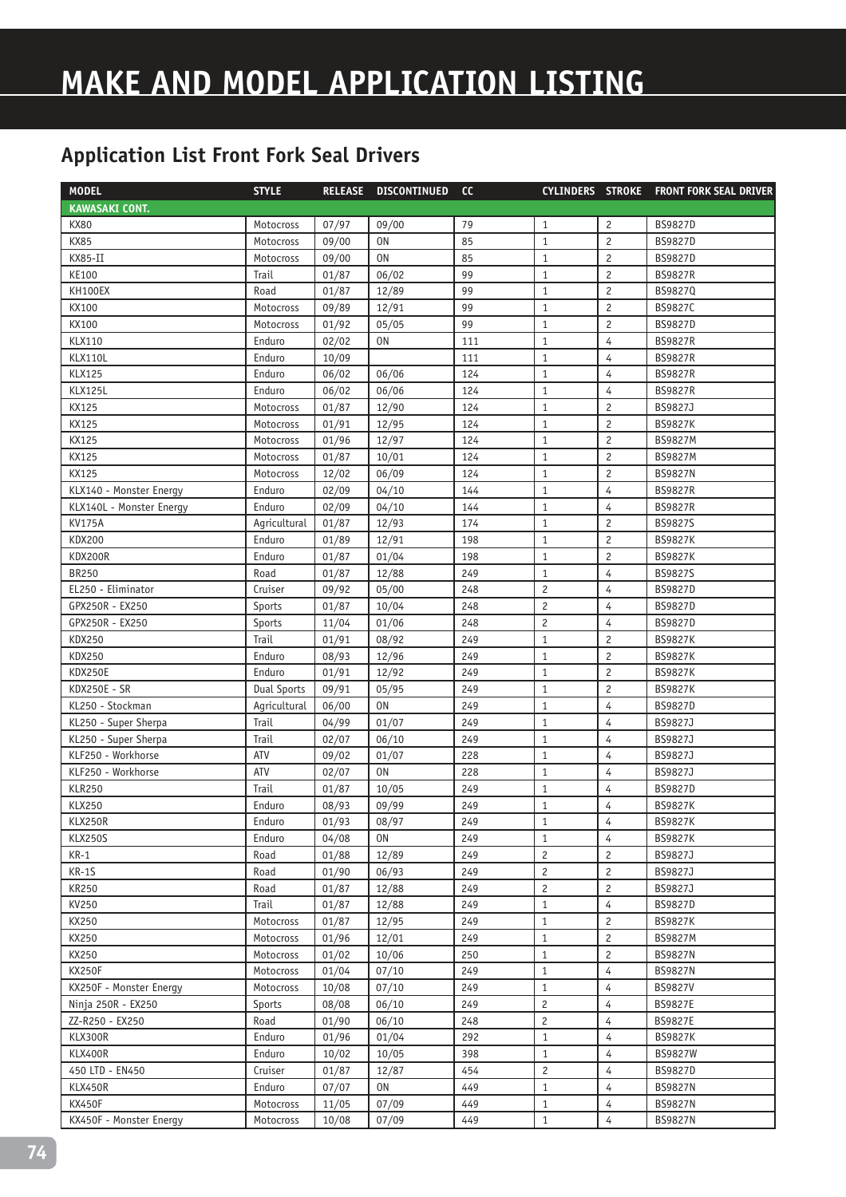# MAKE AND MODEL APPLICATION LISTING

## Application List Front Fork Seal Drivers

| MODEL | STYLE | RELEASE | DISCONTINUED | CC | CYLINDERS | STROKE | FRONT FORK SEAL DRIVER |
|---|---|---|---|---|---|---|---|
| **KAWASAKI CONT.** | | | | | | | |
| KX80 | Motocross | 07/97 | 09/00 | 79 | 1 | 2 | BS9827D |
| KX85 | Motocross | 09/00 | ON | 85 | 1 | 2 | BS9827D |
| KX85-II | Motocross | 09/00 | ON | 85 | 1 | 2 | BS9827D |
| KE100 | Trail | 01/87 | 06/02 | 99 | 1 | 2 | BS9827R |
| KH100EX | Road | 01/87 | 12/89 | 99 | 1 | 2 | BS9827Q |
| KX100 | Motocross | 09/89 | 12/91 | 99 | 1 | 2 | BS9827C |
| KX100 | Motocross | 01/92 | 05/05 | 99 | 1 | 2 | BS9827D |
| KLX110 | Enduro | 02/02 | ON | 111 | 1 | 4 | BS9827R |
| KLX110L | Enduro | 10/09 | | 111 | 1 | 4 | BS9827R |
| KLX125 | Enduro | 06/02 | 06/06 | 124 | 1 | 4 | BS9827R |
| KLX125L | Enduro | 06/02 | 06/06 | 124 | 1 | 4 | BS9827R |
| KX125 | Motocross | 01/87 | 12/90 | 124 | 1 | 2 | BS9827J |
| KX125 | Motocross | 01/91 | 12/95 | 124 | 1 | 2 | BS9827K |
| KX125 | Motocross | 01/96 | 12/97 | 124 | 1 | 2 | BS9827M |
| KX125 | Motocross | 01/87 | 10/01 | 124 | 1 | 2 | BS9827M |
| KX125 | Motocross | 12/02 | 06/09 | 124 | 1 | 2 | BS9827N |
| KLX140 - Monster Energy | Enduro | 02/09 | 04/10 | 144 | 1 | 4 | BS9827R |
| KLX140L - Monster Energy | Enduro | 02/09 | 04/10 | 144 | 1 | 4 | BS9827R |
| KV175A | Agricultural | 01/87 | 12/93 | 174 | 1 | 2 | BS9827S |
| KDX200 | Enduro | 01/89 | 12/91 | 198 | 1 | 2 | BS9827K |
| KDX200R | Enduro | 01/87 | 01/04 | 198 | 1 | 2 | BS9827K |
| BR250 | Road | 01/87 | 12/88 | 249 | 1 | 4 | BS9827S |
| EL250 - Eliminator | Cruiser | 09/92 | 05/00 | 248 | 2 | 4 | BS9827D |
| GPX250R - EX250 | Sports | 01/87 | 10/04 | 248 | 2 | 4 | BS9827D |
| GPX250R - EX250 | Sports | 11/04 | 01/06 | 248 | 2 | 4 | BS9827D |
| KDX250 | Trail | 01/91 | 08/92 | 249 | 1 | 2 | BS9827K |
| KDX250 | Enduro | 08/93 | 12/96 | 249 | 1 | 2 | BS9827K |
| KDX250E | Enduro | 01/91 | 12/92 | 249 | 1 | 2 | BS9827K |
| KDX250E - SR | Dual Sports | 09/91 | 05/95 | 249 | 1 | 2 | BS9827K |
| KL250 - Stockman | Agricultural | 06/00 | ON | 249 | 1 | 4 | BS9827D |
| KL250 - Super Sherpa | Trail | 04/99 | 01/07 | 249 | 1 | 4 | BS9827J |
| KL250 - Super Sherpa | Trail | 02/07 | 06/10 | 249 | 1 | 4 | BS9827J |
| KLF250 - Workhorse | ATV | 09/02 | 01/07 | 228 | 1 | 4 | BS9827J |
| KLF250 - Workhorse | ATV | 02/07 | ON | 228 | 1 | 4 | BS9827J |
| KLR250 | Trail | 01/87 | 10/05 | 249 | 1 | 4 | BS9827D |
| KLX250 | Enduro | 08/93 | 09/99 | 249 | 1 | 4 | BS9827K |
| KLX250R | Enduro | 01/93 | 08/97 | 249 | 1 | 4 | BS9827K |
| KLX250S | Enduro | 04/08 | ON | 249 | 1 | 4 | BS9827K |
| KR-1 | Road | 01/88 | 12/89 | 249 | 2 | 2 | BS9827J |
| KR-1S | Road | 01/90 | 06/93 | 249 | 2 | 2 | BS9827J |
| KR250 | Road | 01/87 | 12/88 | 249 | 2 | 2 | BS9827J |
| KV250 | Trail | 01/87 | 12/88 | 249 | 1 | 4 | BS9827D |
| KX250 | Motocross | 01/87 | 12/95 | 249 | 1 | 2 | BS9827K |
| KX250 | Motocross | 01/96 | 12/01 | 249 | 1 | 2 | BS9827M |
| KX250 | Motocross | 01/02 | 10/06 | 250 | 1 | 2 | BS9827N |
| KX250F | Motocross | 01/04 | 07/10 | 249 | 1 | 4 | BS9827N |
| KX250F - Monster Energy | Motocross | 10/08 | 07/10 | 249 | 1 | 4 | BS9827V |
| Ninja 250R - EX250 | Sports | 08/08 | 06/10 | 249 | 2 | 4 | BS9827E |
| ZZ-R250 - EX250 | Road | 01/90 | 06/10 | 248 | 2 | 4 | BS9827E |
| KLX300R | Enduro | 01/96 | 01/04 | 292 | 1 | 4 | BS9827K |
| KLX400R | Enduro | 10/02 | 10/05 | 398 | 1 | 4 | BS9827W |
| 450 LTD - EN450 | Cruiser | 01/87 | 12/87 | 454 | 2 | 4 | BS9827D |
| KLX450R | Enduro | 07/07 | ON | 449 | 1 | 4 | BS9827N |
| KX450F | Motocross | 11/05 | 07/09 | 449 | 1 | 4 | BS9827N |
| KX450F - Monster Energy | Motocross | 10/08 | 07/09 | 449 | 1 | 4 | BS9827N |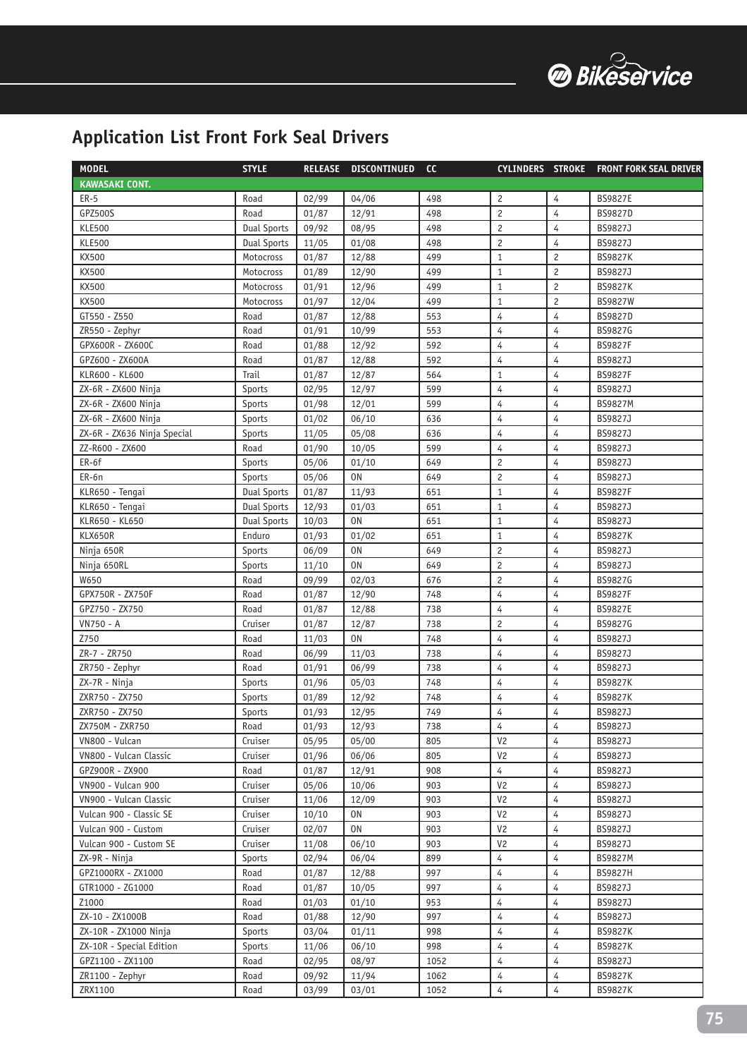## Application List Front Fork Seal Drivers

| MODEL | STYLE | RELEASE | DISCONTINUED | CC | CYLINDERS | STROKE | FRONT FORK SEAL DRIVER |
|---|---|---|---|---|---|---|---|
| **KAWASAKI CONT.** | | | | | | | |
| ER-5 | Road | 02/99 | 04/06 | 498 | 2 | 4 | BS9827E |
| GPZ500S | Road | 01/87 | 12/91 | 498 | 2 | 4 | BS9827D |
| KLE500 | Dual Sports | 09/92 | 08/95 | 498 | 2 | 4 | BS9827J |
| KLE500 | Dual Sports | 11/05 | 01/08 | 498 | 2 | 4 | BS9827J |
| KX500 | Motocross | 01/87 | 12/88 | 499 | 1 | 2 | BS9827K |
| KX500 | Motocross | 01/89 | 12/90 | 499 | 1 | 2 | BS9827J |
| KX500 | Motocross | 01/91 | 12/96 | 499 | 1 | 2 | BS9827K |
| KX500 | Motocross | 01/97 | 12/04 | 499 | 1 | 2 | BS9827W |
| GT550 - Z550 | Road | 01/87 | 12/88 | 553 | 4 | 4 | BS9827D |
| ZR550 - Zephyr | Road | 01/91 | 10/99 | 553 | 4 | 4 | BS9827G |
| GPX600R - ZX600C | Road | 01/88 | 12/92 | 592 | 4 | 4 | BS9827F |
| GPZ600 - ZX600A | Road | 01/87 | 12/88 | 592 | 4 | 4 | BS9827J |
| KLR600 - KL600 | Trail | 01/87 | 12/87 | 564 | 1 | 4 | BS9827F |
| ZX-6R - ZX600 Ninja | Sports | 02/95 | 12/97 | 599 | 4 | 4 | BS9827J |
| ZX-6R - ZX600 Ninja | Sports | 01/98 | 12/01 | 599 | 4 | 4 | BS9827M |
| ZX-6R - ZX600 Ninja | Sports | 01/02 | 06/10 | 636 | 4 | 4 | BS9827J |
| ZX-6R - ZX636 Ninja Special | Sports | 11/05 | 05/08 | 636 | 4 | 4 | BS9827J |
| ZZ-R600 - ZX600 | Road | 01/90 | 10/05 | 599 | 4 | 4 | BS9827J |
| ER-6f | Sports | 05/06 | 01/10 | 649 | 2 | 4 | BS9827J |
| ER-6n | Sports | 05/06 | ON | 649 | 2 | 4 | BS9827J |
| KLR650 - Tengai | Dual Sports | 01/87 | 11/93 | 651 | 1 | 4 | BS9827F |
| KLR650 - Tengai | Dual Sports | 12/93 | 01/03 | 651 | 1 | 4 | BS9827J |
| KLR650 - KL650 | Dual Sports | 10/03 | ON | 651 | 1 | 4 | BS9827J |
| KLX650R | Enduro | 01/93 | 01/02 | 651 | 1 | 4 | BS9827K |
| Ninja 650R | Sports | 06/09 | ON | 649 | 2 | 4 | BS9827J |
| Ninja 650RL | Sports | 11/10 | ON | 649 | 2 | 4 | BS9827J |
| W650 | Road | 09/99 | 02/03 | 676 | 2 | 4 | BS9827G |
| GPX750R - ZX750F | Road | 01/87 | 12/90 | 748 | 4 | 4 | BS9827F |
| GPZ750 - ZX750 | Road | 01/87 | 12/88 | 738 | 4 | 4 | BS9827E |
| VN750 - A | Cruiser | 01/87 | 12/87 | 738 | 2 | 4 | BS9827G |
| Z750 | Road | 11/03 | ON | 748 | 4 | 4 | BS9827J |
| ZR-7 - ZR750 | Road | 06/99 | 11/03 | 738 | 4 | 4 | BS9827J |
| ZR750 - Zephyr | Road | 01/91 | 06/99 | 738 | 4 | 4 | BS9827J |
| ZX-7R - Ninja | Sports | 01/96 | 05/03 | 748 | 4 | 4 | BS9827K |
| ZXR750 - ZX750 | Sports | 01/89 | 12/92 | 748 | 4 | 4 | BS9827K |
| ZXR750 - ZX750 | Sports | 01/93 | 12/95 | 749 | 4 | 4 | BS9827J |
| ZX750M - ZXR750 | Road | 01/93 | 12/93 | 738 | 4 | 4 | BS9827J |
| VN800 - Vulcan | Cruiser | 05/95 | 05/00 | 805 | V2 | 4 | BS9827J |
| VN800 - Vulcan Classic | Cruiser | 01/96 | 06/06 | 805 | V2 | 4 | BS9827J |
| GPZ900R - ZX900 | Road | 01/87 | 12/91 | 908 | 4 | 4 | BS9827J |
| VN900 - Vulcan 900 | Cruiser | 05/06 | 10/06 | 903 | V2 | 4 | BS9827J |
| VN900 - Vulcan Classic | Cruiser | 11/06 | 12/09 | 903 | V2 | 4 | BS9827J |
| Vulcan 900 - Classic SE | Cruiser | 10/10 | ON | 903 | V2 | 4 | BS9827J |
| Vulcan 900 - Custom | Cruiser | 02/07 | ON | 903 | V2 | 4 | BS9827J |
| Vulcan 900 - Custom SE | Cruiser | 11/08 | 06/10 | 903 | V2 | 4 | BS9827J |
| ZX-9R - Ninja | Sports | 02/94 | 06/04 | 899 | 4 | 4 | BS9827M |
| GPZ1000RX - ZX1000 | Road | 01/87 | 12/88 | 997 | 4 | 4 | BS9827H |
| GTR1000 - ZG1000 | Road | 01/87 | 10/05 | 997 | 4 | 4 | BS9827J |
| Z1000 | Road | 01/03 | 01/10 | 953 | 4 | 4 | BS9827J |
| ZX-10 - ZX1000B | Road | 01/88 | 12/90 | 997 | 4 | 4 | BS9827J |
| ZX-10R - ZX1000 Ninja | Sports | 03/04 | 01/11 | 998 | 4 | 4 | BS9827K |
| ZX-10R - Special Edition | Sports | 11/06 | 06/10 | 998 | 4 | 4 | BS9827K |
| GPZ1100 - ZX1100 | Road | 02/95 | 08/97 | 1052 | 4 | 4 | BS9827J |
| ZR1100 - Zephyr | Road | 09/92 | 11/94 | 1062 | 4 | 4 | BS9827K |
| ZRX1100 | Road | 03/99 | 03/01 | 1052 | 4 | 4 | BS9827K |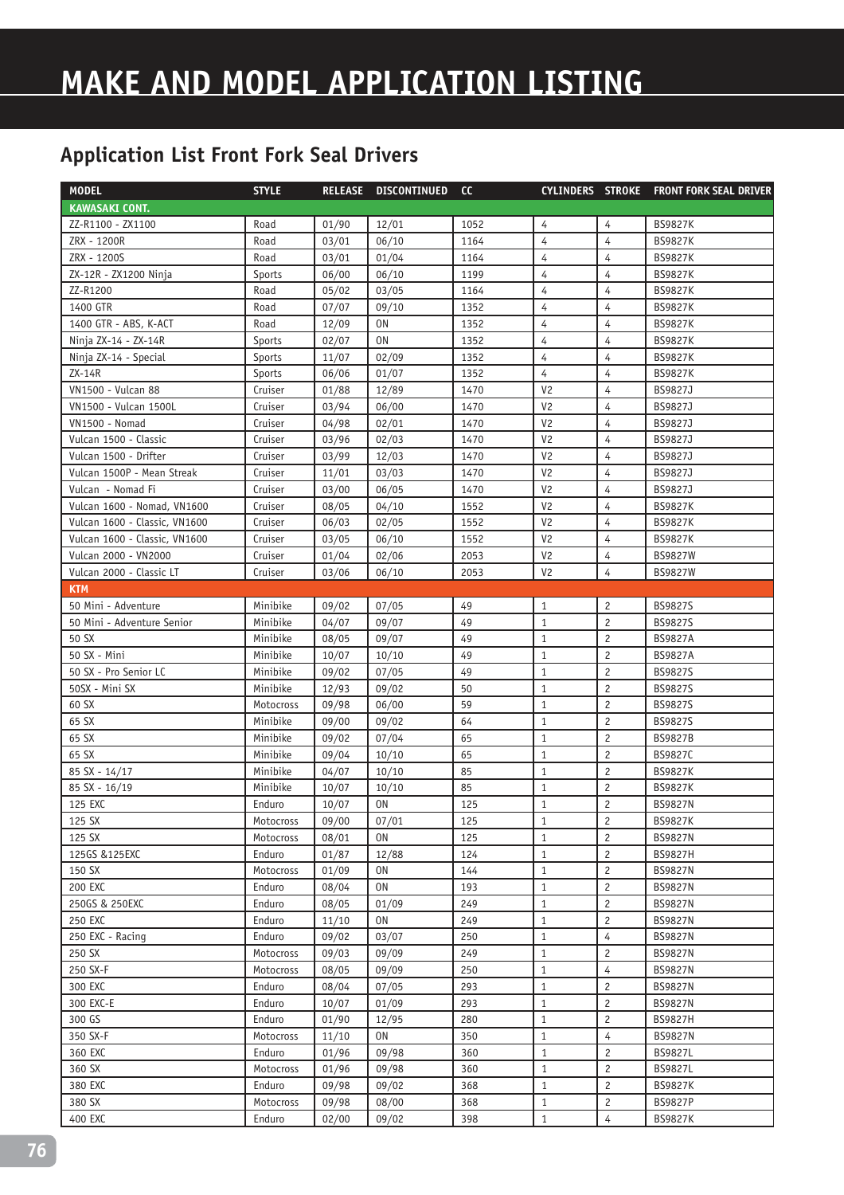# MAKE AND MODEL APPLICATION LISTING

## Application List Front Fork Seal Drivers

| MODEL | STYLE | RELEASE | DISCONTINUED | CC | CYLINDERS | STROKE | FRONT FORK SEAL DRIVER |
|---|---|---|---|---|---|---|---|
| **KAWASAKI CONT.** | | | | | | | |
| ZZ-R1100 - ZX1100 | Road | 01/90 | 12/01 | 1052 | 4 | 4 | BS9827K |
| ZRX - 1200R | Road | 03/01 | 06/10 | 1164 | 4 | 4 | BS9827K |
| ZRX - 1200S | Road | 03/01 | 01/04 | 1164 | 4 | 4 | BS9827K |
| ZX-12R - ZX1200 Ninja | Sports | 06/00 | 06/10 | 1199 | 4 | 4 | BS9827K |
| ZZ-R1200 | Road | 05/02 | 03/05 | 1164 | 4 | 4 | BS9827K |
| 1400 GTR | Road | 07/07 | 09/10 | 1352 | 4 | 4 | BS9827K |
| 1400 GTR - ABS, K-ACT | Road | 12/09 | ON | 1352 | 4 | 4 | BS9827K |
| Ninja ZX-14 - ZX-14R | Sports | 02/07 | ON | 1352 | 4 | 4 | BS9827K |
| Ninja ZX-14 - Special | Sports | 11/07 | 02/09 | 1352 | 4 | 4 | BS9827K |
| ZX-14R | Sports | 06/06 | 01/07 | 1352 | 4 | 4 | BS9827K |
| VN1500 - Vulcan 88 | Cruiser | 01/88 | 12/89 | 1470 | V2 | 4 | BS9827J |
| VN1500 - Vulcan 1500L | Cruiser | 03/94 | 06/00 | 1470 | V2 | 4 | BS9827J |
| VN1500 - Nomad | Cruiser | 04/98 | 02/01 | 1470 | V2 | 4 | BS9827J |
| Vulcan 1500 - Classic | Cruiser | 03/96 | 02/03 | 1470 | V2 | 4 | BS9827J |
| Vulcan 1500 - Drifter | Cruiser | 03/99 | 12/03 | 1470 | V2 | 4 | BS9827J |
| Vulcan 1500P - Mean Streak | Cruiser | 11/01 | 03/03 | 1470 | V2 | 4 | BS9827J |
| Vulcan - Nomad Fi | Cruiser | 03/00 | 06/05 | 1470 | V2 | 4 | BS9827J |
| Vulcan 1600 - Nomad, VN1600 | Cruiser | 08/05 | 04/10 | 1552 | V2 | 4 | BS9827K |
| Vulcan 1600 - Classic, VN1600 | Cruiser | 06/03 | 02/05 | 1552 | V2 | 4 | BS9827K |
| Vulcan 1600 - Classic, VN1600 | Cruiser | 03/05 | 06/10 | 1552 | V2 | 4 | BS9827K |
| Vulcan 2000 - VN2000 | Cruiser | 01/04 | 02/06 | 2053 | V2 | 4 | BS9827W |
| Vulcan 2000 - Classic LT | Cruiser | 03/06 | 06/10 | 2053 | V2 | 4 | BS9827W |
| **KTM** | | | | | | | |
| 50 Mini - Adventure | Minibike | 09/02 | 07/05 | 49 | 1 | 2 | BS9827S |
| 50 Mini - Adventure Senior | Minibike | 04/07 | 09/07 | 49 | 1 | 2 | BS9827S |
| 50 SX | Minibike | 08/05 | 09/07 | 49 | 1 | 2 | BS9827A |
| 50 SX - Mini | Minibike | 10/07 | 10/10 | 49 | 1 | 2 | BS9827A |
| 50 SX - Pro Senior LC | Minibike | 09/02 | 07/05 | 49 | 1 | 2 | BS9827S |
| 50SX - Mini SX | Minibike | 12/93 | 09/02 | 50 | 1 | 2 | BS9827S |
| 60 SX | Motocross | 09/98 | 06/00 | 59 | 1 | 2 | BS9827S |
| 65 SX | Minibike | 09/00 | 09/02 | 64 | 1 | 2 | BS9827S |
| 65 SX | Minibike | 09/02 | 07/04 | 65 | 1 | 2 | BS9827B |
| 65 SX | Minibike | 09/04 | 10/10 | 65 | 1 | 2 | BS9827C |
| 85 SX - 14/17 | Minibike | 04/07 | 10/10 | 85 | 1 | 2 | BS9827K |
| 85 SX - 16/19 | Minibike | 10/07 | 10/10 | 85 | 1 | 2 | BS9827K |
| 125 EXC | Enduro | 10/07 | ON | 125 | 1 | 2 | BS9827N |
| 125 SX | Motocross | 09/00 | 07/01 | 125 | 1 | 2 | BS9827K |
| 125 SX | Motocross | 08/01 | ON | 125 | 1 | 2 | BS9827N |
| 125GS &125EXC | Enduro | 01/87 | 12/88 | 124 | 1 | 2 | BS9827H |
| 150 SX | Motocross | 01/09 | ON | 144 | 1 | 2 | BS9827N |
| 200 EXC | Enduro | 08/04 | ON | 193 | 1 | 2 | BS9827N |
| 250GS & 250EXC | Enduro | 08/05 | 01/09 | 249 | 1 | 2 | BS9827N |
| 250 EXC | Enduro | 11/10 | ON | 249 | 1 | 2 | BS9827N |
| 250 EXC - Racing | Enduro | 09/02 | 03/07 | 250 | 1 | 4 | BS9827N |
| 250 SX | Motocross | 09/03 | 09/09 | 249 | 1 | 2 | BS9827N |
| 250 SX-F | Motocross | 08/05 | 09/09 | 250 | 1 | 4 | BS9827N |
| 300 EXC | Enduro | 08/04 | 07/05 | 293 | 1 | 2 | BS9827N |
| 300 EXC-E | Enduro | 10/07 | 01/09 | 293 | 1 | 2 | BS9827N |
| 300 GS | Enduro | 01/90 | 12/95 | 280 | 1 | 2 | BS9827H |
| 350 SX-F | Motocross | 11/10 | ON | 350 | 1 | 4 | BS9827N |
| 360 EXC | Enduro | 01/96 | 09/98 | 360 | 1 | 2 | BS9827L |
| 360 SX | Motocross | 01/96 | 09/98 | 360 | 1 | 2 | BS9827L |
| 380 EXC | Enduro | 09/98 | 09/02 | 368 | 1 | 2 | BS9827K |
| 380 SX | Motocross | 09/98 | 08/00 | 368 | 1 | 2 | BS9827P |
| 400 EXC | Enduro | 02/00 | 09/02 | 398 | 1 | 4 | BS9827K |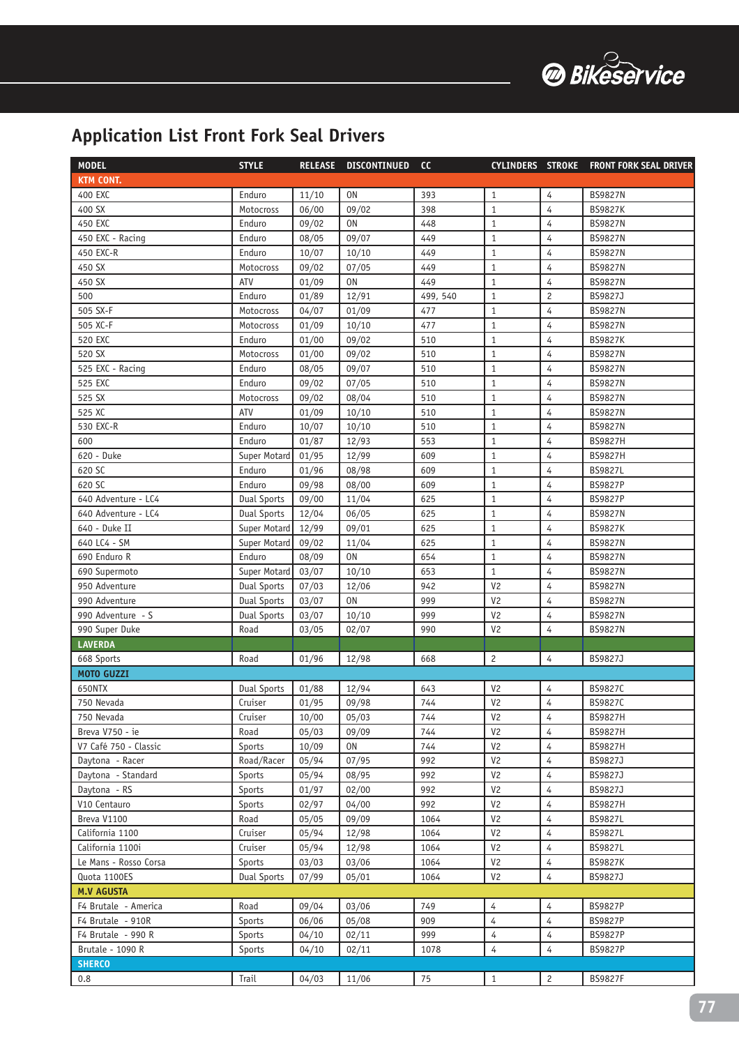# Application List Front Fork Seal Drivers

| MODEL | STYLE | RELEASE | DISCONTINUED | CC | CYLINDERS | STROKE | FRONT FORK SEAL DRIVER |
|---|---|---|---|---|---|---|---|
| **KTM CONT.** | | | | | | | |
| 400 EXC | Enduro | 11/10 | ON | 393 | 1 | 4 | BS9827N |
| 400 SX | Motocross | 06/00 | 09/02 | 398 | 1 | 4 | BS9827K |
| 450 EXC | Enduro | 09/02 | ON | 448 | 1 | 4 | BS9827N |
| 450 EXC - Racing | Enduro | 08/05 | 09/07 | 449 | 1 | 4 | BS9827N |
| 450 EXC-R | Enduro | 10/07 | 10/10 | 449 | 1 | 4 | BS9827N |
| 450 SX | Motocross | 09/02 | 07/05 | 449 | 1 | 4 | BS9827N |
| 450 SX | ATV | 01/09 | ON | 449 | 1 | 4 | BS9827N |
| 500 | Enduro | 01/89 | 12/91 | 499, 540 | 1 | 2 | BS9827J |
| 505 SX-F | Motocross | 04/07 | 01/09 | 477 | 1 | 4 | BS9827N |
| 505 XC-F | Motocross | 01/09 | 10/10 | 477 | 1 | 4 | BS9827N |
| 520 EXC | Enduro | 01/00 | 09/02 | 510 | 1 | 4 | BS9827K |
| 520 SX | Motocross | 01/00 | 09/02 | 510 | 1 | 4 | BS9827N |
| 525 EXC - Racing | Enduro | 08/05 | 09/07 | 510 | 1 | 4 | BS9827N |
| 525 EXC | Enduro | 09/02 | 07/05 | 510 | 1 | 4 | BS9827N |
| 525 SX | Motocross | 09/02 | 08/04 | 510 | 1 | 4 | BS9827N |
| 525 XC | ATV | 01/09 | 10/10 | 510 | 1 | 4 | BS9827N |
| 530 EXC-R | Enduro | 10/07 | 10/10 | 510 | 1 | 4 | BS9827N |
| 600 | Enduro | 01/87 | 12/93 | 553 | 1 | 4 | BS9827H |
| 620 - Duke | Super Motard | 01/95 | 12/99 | 609 | 1 | 4 | BS9827H |
| 620 SC | Enduro | 01/96 | 08/98 | 609 | 1 | 4 | BS9827L |
| 620 SC | Enduro | 09/98 | 08/00 | 609 | 1 | 4 | BS9827P |
| 640 Adventure - LC4 | Dual Sports | 09/00 | 11/04 | 625 | 1 | 4 | BS9827P |
| 640 Adventure - LC4 | Dual Sports | 12/04 | 06/05 | 625 | 1 | 4 | BS9827N |
| 640 - Duke II | Super Motard | 12/99 | 09/01 | 625 | 1 | 4 | BS9827K |
| 640 LC4 - SM | Super Motard | 09/02 | 11/04 | 625 | 1 | 4 | BS9827N |
| 690 Enduro R | Enduro | 08/09 | ON | 654 | 1 | 4 | BS9827N |
| 690 Supermoto | Super Motard | 03/07 | 10/10 | 653 | 1 | 4 | BS9827N |
| 950 Adventure | Dual Sports | 07/03 | 12/06 | 942 | V2 | 4 | BS9827N |
| 990 Adventure | Dual Sports | 03/07 | ON | 999 | V2 | 4 | BS9827N |
| 990 Adventure - S | Dual Sports | 03/07 | 10/10 | 999 | V2 | 4 | BS9827N |
| 990 Super Duke | Road | 03/05 | 02/07 | 990 | V2 | 4 | BS9827N |
| **LAVERDA** | | | | | | | |
| 668 Sports | Road | 01/96 | 12/98 | 668 | 2 | 4 | BS9827J |
| **MOTO GUZZI** | | | | | | | |
| 650NTX | Dual Sports | 01/88 | 12/94 | 643 | V2 | 4 | BS9827C |
| 750 Nevada | Cruiser | 01/95 | 09/98 | 744 | V2 | 4 | BS9827C |
| 750 Nevada | Cruiser | 10/00 | 05/03 | 744 | V2 | 4 | BS9827H |
| Breva V750 - ie | Road | 05/03 | 09/09 | 744 | V2 | 4 | BS9827H |
| V7 Café 750 - Classic | Sports | 10/09 | ON | 744 | V2 | 4 | BS9827H |
| Daytona - Racer | Road/Racer | 05/94 | 07/95 | 992 | V2 | 4 | BS9827J |
| Daytona - Standard | Sports | 05/94 | 08/95 | 992 | V2 | 4 | BS9827J |
| Daytona - RS | Sports | 01/97 | 02/00 | 992 | V2 | 4 | BS9827J |
| V10 Centauro | Sports | 02/97 | 04/00 | 992 | V2 | 4 | BS9827H |
| Breva V1100 | Road | 05/05 | 09/09 | 1064 | V2 | 4 | BS9827L |
| California 1100 | Cruiser | 05/94 | 12/98 | 1064 | V2 | 4 | BS9827L |
| California 1100i | Cruiser | 05/94 | 12/98 | 1064 | V2 | 4 | BS9827L |
| Le Mans - Rosso Corsa | Sports | 03/03 | 03/06 | 1064 | V2 | 4 | BS9827K |
| Quota 1100ES | Dual Sports | 07/99 | 05/01 | 1064 | V2 | 4 | BS9827J |
| **M.V AGUSTA** | | | | | | | |
| F4 Brutale - America | Road | 09/04 | 03/06 | 749 | 4 | 4 | BS9827P |
| F4 Brutale - 910R | Sports | 06/06 | 05/08 | 909 | 4 | 4 | BS9827P |
| F4 Brutale - 990 R | Sports | 04/10 | 02/11 | 999 | 4 | 4 | BS9827P |
| Brutale - 1090 R | Sports | 04/10 | 02/11 | 1078 | 4 | 4 | BS9827P |
| **SHERCO** | | | | | | | |
| 0.8 | Trail | 04/03 | 11/06 | 75 | 1 | 2 | BS9827F |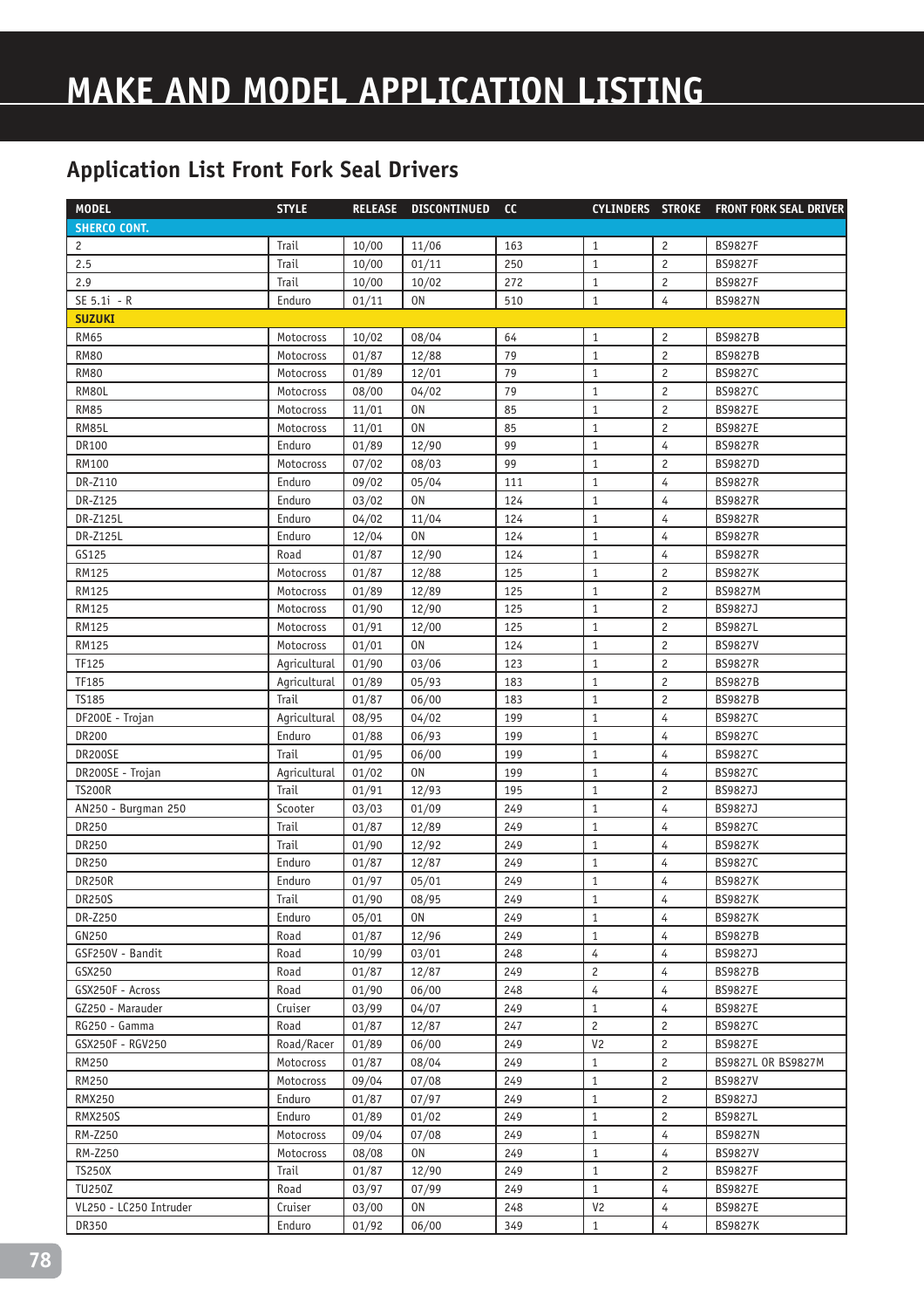# MAKE AND MODEL APPLICATION LISTING

## Application List Front Fork Seal Drivers

| MODEL | STYLE | RELEASE | DISCONTINUED | CC | CYLINDERS | STROKE | FRONT FORK SEAL DRIVER |
|---|---|---|---|---|---|---|---|
| **SHERCO CONT.** | | | | | | | |
| 2 | Trail | 10/00 | 11/06 | 163 | 1 | 2 | BS9827F |
| 2.5 | Trail | 10/00 | 01/11 | 250 | 1 | 2 | BS9827F |
| 2.9 | Trail | 10/00 | 10/02 | 272 | 1 | 2 | BS9827F |
| SE 5.1i - R | Enduro | 01/11 | ON | 510 | 1 | 4 | BS9827N |
| **SUZUKI** | | | | | | | |
| RM65 | Motocross | 10/02 | 08/04 | 64 | 1 | 2 | BS9827B |
| RM80 | Motocross | 01/87 | 12/88 | 79 | 1 | 2 | BS9827B |
| RM80 | Motocross | 01/89 | 12/01 | 79 | 1 | 2 | BS9827C |
| RM80L | Motocross | 08/00 | 04/02 | 79 | 1 | 2 | BS9827C |
| RM85 | Motocross | 11/01 | ON | 85 | 1 | 2 | BS9827E |
| RM85L | Motocross | 11/01 | ON | 85 | 1 | 2 | BS9827E |
| DR100 | Enduro | 01/89 | 12/90 | 99 | 1 | 4 | BS9827R |
| RM100 | Motocross | 07/02 | 08/03 | 99 | 1 | 2 | BS9827D |
| DR-Z110 | Enduro | 09/02 | 05/04 | 111 | 1 | 4 | BS9827R |
| DR-Z125 | Enduro | 03/02 | ON | 124 | 1 | 4 | BS9827R |
| DR-Z125L | Enduro | 04/02 | 11/04 | 124 | 1 | 4 | BS9827R |
| DR-Z125L | Enduro | 12/04 | ON | 124 | 1 | 4 | BS9827R |
| GS125 | Road | 01/87 | 12/90 | 124 | 1 | 4 | BS9827R |
| RM125 | Motocross | 01/87 | 12/88 | 125 | 1 | 2 | BS9827K |
| RM125 | Motocross | 01/89 | 12/89 | 125 | 1 | 2 | BS9827M |
| RM125 | Motocross | 01/90 | 12/90 | 125 | 1 | 2 | BS9827J |
| RM125 | Motocross | 01/91 | 12/00 | 125 | 1 | 2 | BS9827L |
| RM125 | Motocross | 01/01 | ON | 124 | 1 | 2 | BS9827V |
| TF125 | Agricultural | 01/90 | 03/06 | 123 | 1 | 2 | BS9827R |
| TF185 | Agricultural | 01/89 | 05/93 | 183 | 1 | 2 | BS9827B |
| TS185 | Trail | 01/87 | 06/00 | 183 | 1 | 2 | BS9827B |
| DF200E - Trojan | Agricultural | 08/95 | 04/02 | 199 | 1 | 4 | BS9827C |
| DR200 | Enduro | 01/88 | 06/93 | 199 | 1 | 4 | BS9827C |
| DR200SE | Trail | 01/95 | 06/00 | 199 | 1 | 4 | BS9827C |
| DR200SE - Trojan | Agricultural | 01/02 | ON | 199 | 1 | 4 | BS9827C |
| TS200R | Trail | 01/91 | 12/93 | 195 | 1 | 2 | BS9827J |
| AN250 - Burgman 250 | Scooter | 03/03 | 01/09 | 249 | 1 | 4 | BS9827J |
| DR250 | Trail | 01/87 | 12/89 | 249 | 1 | 4 | BS9827C |
| DR250 | Trail | 01/90 | 12/92 | 249 | 1 | 4 | BS9827K |
| DR250 | Enduro | 01/87 | 12/87 | 249 | 1 | 4 | BS9827C |
| DR250R | Enduro | 01/97 | 05/01 | 249 | 1 | 4 | BS9827K |
| DR250S | Trail | 01/90 | 08/95 | 249 | 1 | 4 | BS9827K |
| DR-Z250 | Enduro | 05/01 | ON | 249 | 1 | 4 | BS9827K |
| GN250 | Road | 01/87 | 12/96 | 249 | 1 | 4 | BS9827B |
| GSF250V - Bandit | Road | 10/99 | 03/01 | 248 | 4 | 4 | BS9827J |
| GSX250 | Road | 01/87 | 12/87 | 249 | 2 | 4 | BS9827B |
| GSX250F - Across | Road | 01/90 | 06/00 | 248 | 4 | 4 | BS9827E |
| GZ250 - Marauder | Cruiser | 03/99 | 04/07 | 249 | 1 | 4 | BS9827E |
| RG250 - Gamma | Road | 01/87 | 12/87 | 247 | 2 | 2 | BS9827C |
| GSX250F - RGV250 | Road/Racer | 01/89 | 06/00 | 249 | V2 | 2 | BS9827E |
| RM250 | Motocross | 01/87 | 08/04 | 249 | 1 | 2 | BS9827L OR BS9827M |
| RM250 | Motocross | 09/04 | 07/08 | 249 | 1 | 2 | BS9827V |
| RMX250 | Enduro | 01/87 | 07/97 | 249 | 1 | 2 | BS9827J |
| RMX250S | Enduro | 01/89 | 01/02 | 249 | 1 | 2 | BS9827L |
| RM-Z250 | Motocross | 09/04 | 07/08 | 249 | 1 | 4 | BS9827N |
| RM-Z250 | Motocross | 08/08 | ON | 249 | 1 | 4 | BS9827V |
| TS250X | Trail | 01/87 | 12/90 | 249 | 1 | 2 | BS9827F |
| TU250Z | Road | 03/97 | 07/99 | 249 | 1 | 4 | BS9827E |
| VL250 - LC250 Intruder | Cruiser | 03/00 | ON | 248 | V2 | 4 | BS9827E |
| DR350 | Enduro | 01/92 | 06/00 | 349 | 1 | 4 | BS9827K |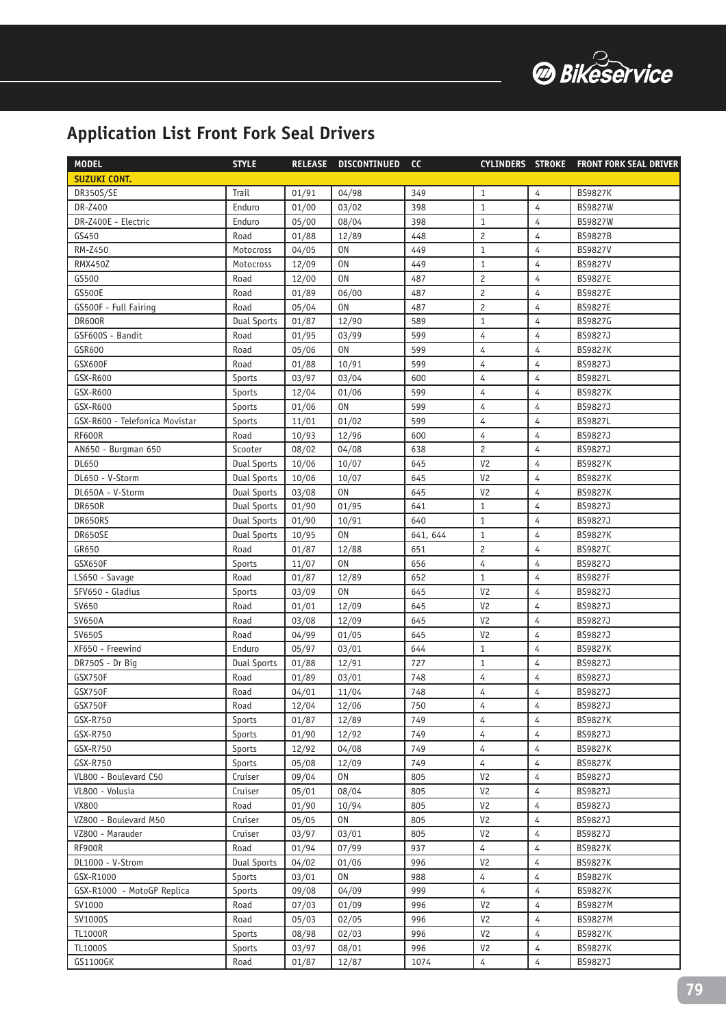## Application List Front Fork Seal Drivers

| MODEL | STYLE | RELEASE | DISCONTINUED | CC | CYLINDERS | STROKE | FRONT FORK SEAL DRIVER |
|---|---|---|---|---|---|---|---|
| **SUZUKI CONT.** | | | | | | | |
| DR350S/SE | Trail | 01/91 | 04/98 | 349 | 1 | 4 | BS9827K |
| DR-Z400 | Enduro | 01/00 | 03/02 | 398 | 1 | 4 | BS9827W |
| DR-Z400E - Electric | Enduro | 05/00 | 08/04 | 398 | 1 | 4 | BS9827W |
| GS450 | Road | 01/88 | 12/89 | 448 | 2 | 4 | BS9827B |
| RM-Z450 | Motocross | 04/05 | ON | 449 | 1 | 4 | BS9827V |
| RMX450Z | Motocross | 12/09 | ON | 449 | 1 | 4 | BS9827V |
| GS500 | Road | 12/00 | ON | 487 | 2 | 4 | BS9827E |
| GS500E | Road | 01/89 | 06/00 | 487 | 2 | 4 | BS9827E |
| GS500F - Full Fairing | Road | 05/04 | ON | 487 | 2 | 4 | BS9827E |
| DR600R | Dual Sports | 01/87 | 12/90 | 589 | 1 | 4 | BS9827G |
| GSF600S - Bandit | Road | 01/95 | 03/99 | 599 | 4 | 4 | BS9827J |
| GSR600 | Road | 05/06 | ON | 599 | 4 | 4 | BS9827K |
| GSX600F | Road | 01/88 | 10/91 | 599 | 4 | 4 | BS9827J |
| GSX-R600 | Sports | 03/97 | 03/04 | 600 | 4 | 4 | BS9827L |
| GSX-R600 | Sports | 12/04 | 01/06 | 599 | 4 | 4 | BS9827K |
| GSX-R600 | Sports | 01/06 | ON | 599 | 4 | 4 | BS9827J |
| GSX-R600 - Telefonica Movistar | Sports | 11/01 | 01/02 | 599 | 4 | 4 | BS9827L |
| RF600R | Road | 10/93 | 12/96 | 600 | 4 | 4 | BS9827J |
| AN650 - Burgman 650 | Scooter | 08/02 | 04/08 | 638 | 2 | 4 | BS9827J |
| DL650 | Dual Sports | 10/06 | 10/07 | 645 | V2 | 4 | BS9827K |
| DL650 - V-Storm | Dual Sports | 10/06 | 10/07 | 645 | V2 | 4 | BS9827K |
| DL650A - V-Storm | Dual Sports | 03/08 | ON | 645 | V2 | 4 | BS9827K |
| DR650R | Dual Sports | 01/90 | 01/95 | 641 | 1 | 4 | BS9827J |
| DR650RS | Dual Sports | 01/90 | 10/91 | 640 | 1 | 4 | BS9827J |
| DR650SE | Dual Sports | 10/95 | ON | 641, 644 | 1 | 4 | BS9827K |
| GR650 | Road | 01/87 | 12/88 | 651 | 2 | 4 | BS9827C |
| GSX650F | Sports | 11/07 | ON | 656 | 4 | 4 | BS9827J |
| LS650 - Savage | Road | 01/87 | 12/89 | 652 | 1 | 4 | BS9827F |
| SFV650 - Gladius | Sports | 03/09 | ON | 645 | V2 | 4 | BS9827J |
| SV650 | Road | 01/01 | 12/09 | 645 | V2 | 4 | BS9827J |
| SV650A | Road | 03/08 | 12/09 | 645 | V2 | 4 | BS9827J |
| SV650S | Road | 04/99 | 01/05 | 645 | V2 | 4 | BS9827J |
| XF650 - Freewind | Enduro | 05/97 | 03/01 | 644 | 1 | 4 | BS9827K |
| DR750S - Dr Big | Dual Sports | 01/88 | 12/91 | 727 | 1 | 4 | BS9827J |
| GSX750F | Road | 01/89 | 03/01 | 748 | 4 | 4 | BS9827J |
| GSX750F | Road | 04/01 | 11/04 | 748 | 4 | 4 | BS9827J |
| GSX750F | Road | 12/04 | 12/06 | 750 | 4 | 4 | BS9827J |
| GSX-R750 | Sports | 01/87 | 12/89 | 749 | 4 | 4 | BS9827K |
| GSX-R750 | Sports | 01/90 | 12/92 | 749 | 4 | 4 | BS9827J |
| GSX-R750 | Sports | 12/92 | 04/08 | 749 | 4 | 4 | BS9827K |
| GSX-R750 | Sports | 05/08 | 12/09 | 749 | 4 | 4 | BS9827K |
| VL800 - Boulevard C50 | Cruiser | 09/04 | ON | 805 | V2 | 4 | BS9827J |
| VL800 - Volusia | Cruiser | 05/01 | 08/04 | 805 | V2 | 4 | BS9827J |
| VX800 | Road | 01/90 | 10/94 | 805 | V2 | 4 | BS9827J |
| VZ800 - Boulevard M50 | Cruiser | 05/05 | ON | 805 | V2 | 4 | BS9827J |
| VZ800 - Marauder | Cruiser | 03/97 | 03/01 | 805 | V2 | 4 | BS9827J |
| RF900R | Road | 01/94 | 07/99 | 937 | 4 | 4 | BS9827K |
| DL1000 - V-Strom | Dual Sports | 04/02 | 01/06 | 996 | V2 | 4 | BS9827K |
| GSX-R1000 | Sports | 03/01 | ON | 988 | 4 | 4 | BS9827K |
| GSX-R1000 - MotoGP Replica | Sports | 09/08 | 04/09 | 999 | 4 | 4 | BS9827K |
| SV1000 | Road | 07/03 | 01/09 | 996 | V2 | 4 | BS9827M |
| SV1000S | Road | 05/03 | 02/05 | 996 | V2 | 4 | BS9827M |
| TL1000R | Sports | 08/98 | 02/03 | 996 | V2 | 4 | BS9827K |
| TL1000S | Sports | 03/97 | 08/01 | 996 | V2 | 4 | BS9827K |
| GS1100GK | Road | 01/87 | 12/87 | 1074 | 4 | 4 | BS9827J |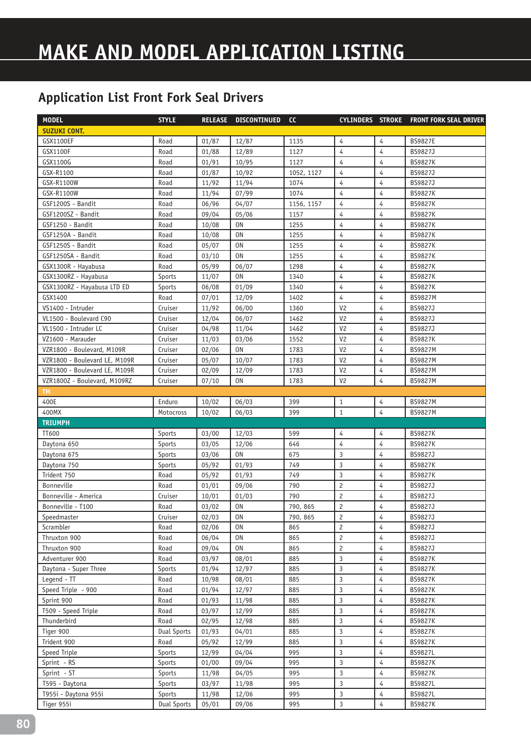# MAKE AND MODEL APPLICATION LISTING

## Application List Front Fork Seal Drivers

| MODEL | STYLE | RELEASE | DISCONTINUED | CC | CYLINDERS | STROKE | FRONT FORK SEAL DRIVER |
|---|---|---|---|---|---|---|---|
| **SUZUKI CONT.** | | | | | | | |
| GSX1100EF | Road | 01/87 | 12/87 | 1135 | 4 | 4 | BS9827E |
| GSX1100F | Road | 01/88 | 12/89 | 1127 | 4 | 4 | BS9827J |
| GSX1100G | Road | 01/91 | 10/95 | 1127 | 4 | 4 | BS9827K |
| GSX-R1100 | Road | 01/87 | 10/92 | 1052, 1127 | 4 | 4 | BS9827J |
| GSX-R1100W | Road | 11/92 | 11/94 | 1074 | 4 | 4 | BS9827J |
| GSX-R1100W | Road | 11/94 | 07/99 | 1074 | 4 | 4 | BS9827K |
| GSF1200S - Bandit | Road | 06/96 | 04/07 | 1156, 1157 | 4 | 4 | BS9827K |
| GSF1200SZ - Bandit | Road | 09/04 | 05/06 | 1157 | 4 | 4 | BS9827K |
| GSF1250 - Bandit | Road | 10/08 | ON | 1255 | 4 | 4 | BS9827K |
| GSF1250A - Bandit | Road | 10/08 | ON | 1255 | 4 | 4 | BS9827K |
| GSF1250S - Bandit | Road | 05/07 | ON | 1255 | 4 | 4 | BS9827K |
| GSF1250SA - Bandit | Road | 03/10 | ON | 1255 | 4 | 4 | BS9827K |
| GSX1300R - Hayabusa | Road | 05/99 | 06/07 | 1298 | 4 | 4 | BS9827K |
| GSX1300RZ - Hayabusa | Sports | 11/07 | ON | 1340 | 4 | 4 | BS9827K |
| GSX1300RZ - Hayabusa LTD ED | Sports | 06/08 | 01/09 | 1340 | 4 | 4 | BS9827K |
| GSX1400 | Road | 07/01 | 12/09 | 1402 | 4 | 4 | BS9827M |
| VS1400 - Intruder | Cruiser | 11/92 | 06/00 | 1360 | V2 | 4 | BS9827J |
| VL1500 - Boulevard C90 | Cruiser | 12/04 | 06/07 | 1462 | V2 | 4 | BS9827J |
| VL1500 - Intruder LC | Cruiser | 04/98 | 11/04 | 1462 | V2 | 4 | BS9827J |
| VZ1600 - Marauder | Cruiser | 11/03 | 03/06 | 1552 | V2 | 4 | BS9827K |
| VZR1800 - Boulevard, M109R | Cruiser | 02/06 | ON | 1783 | V2 | 4 | BS9827M |
| VZR1800 - Boulevard LE, M109R | Cruiser | 05/07 | 10/07 | 1783 | V2 | 4 | BS9827M |
| VZR1800 - Boulevard LE, M109R | Cruiser | 02/09 | 12/09 | 1783 | V2 | 4 | BS9827M |
| VZR1800Z - Boulevard, M109RZ | Cruiser | 07/10 | ON | 1783 | V2 | 4 | BS9827M |
| **TM** | | | | | | | |
| 400E | Enduro | 10/02 | 06/03 | 399 | 1 | 4 | BS9827M |
| 400MX | Motocross | 10/02 | 06/03 | 399 | 1 | 4 | BS9827M |
| **TRIUMPH** | | | | | | | |
| TT600 | Sports | 03/00 | 12/03 | 599 | 4 | 4 | BS9827K |
| Daytona 650 | Sports | 03/05 | 12/06 | 646 | 4 | 4 | BS9827K |
| Daytona 675 | Sports | 03/06 | ON | 675 | 3 | 4 | BS9827J |
| Daytona 750 | Sports | 05/92 | 01/93 | 749 | 3 | 4 | BS9827K |
| Trident 750 | Road | 05/92 | 01/93 | 749 | 3 | 4 | BS9827K |
| Bonneville | Road | 01/01 | 09/06 | 790 | 2 | 4 | BS9827J |
| Bonneville - America | Cruiser | 10/01 | 01/03 | 790 | 2 | 4 | BS9827J |
| Bonneville - T100 | Road | 03/02 | ON | 790, 865 | 2 | 4 | BS9827J |
| Speedmaster | Cruiser | 02/03 | ON | 790, 865 | 2 | 4 | BS9827J |
| Scrambler | Road | 02/06 | ON | 865 | 2 | 4 | BS9827J |
| Thruxton 900 | Road | 06/04 | ON | 865 | 2 | 4 | BS9827J |
| Thruxton 900 | Road | 09/04 | ON | 865 | 2 | 4 | BS9827J |
| Adventurer 900 | Road | 03/97 | 08/01 | 885 | 3 | 4 | BS9827K |
| Daytona - Super Three | Sports | 01/94 | 12/97 | 885 | 3 | 4 | BS9827K |
| Legend - TT | Road | 10/98 | 08/01 | 885 | 3 | 4 | BS9827K |
| Speed Triple - 900 | Road | 01/94 | 12/97 | 885 | 3 | 4 | BS9827K |
| Sprint 900 | Road | 01/93 | 11/98 | 885 | 3 | 4 | BS9827K |
| T509 - Speed Triple | Road | 03/97 | 12/99 | 885 | 3 | 4 | BS9827K |
| Thunderbird | Road | 02/95 | 12/98 | 885 | 3 | 4 | BS9827K |
| Tiger 900 | Dual Sports | 01/93 | 04/01 | 885 | 3 | 4 | BS9827K |
| Trident 900 | Road | 05/92 | 12/99 | 885 | 3 | 4 | BS9827K |
| Speed Triple | Sports | 12/99 | 04/04 | 995 | 3 | 4 | BS9827L |
| Sprint - RS | Sports | 01/00 | 09/04 | 995 | 3 | 4 | BS9827K |
| Sprint - ST | Sports | 11/98 | 04/05 | 995 | 3 | 4 | BS9827K |
| T595 - Daytona | Sports | 03/97 | 11/98 | 995 | 3 | 4 | BS9827L |
| T955i - Daytona 955i | Sports | 11/98 | 12/06 | 995 | 3 | 4 | BS9827L |
| Tiger 955i | Dual Sports | 05/01 | 09/06 | 995 | 3 | 4 | BS9827K |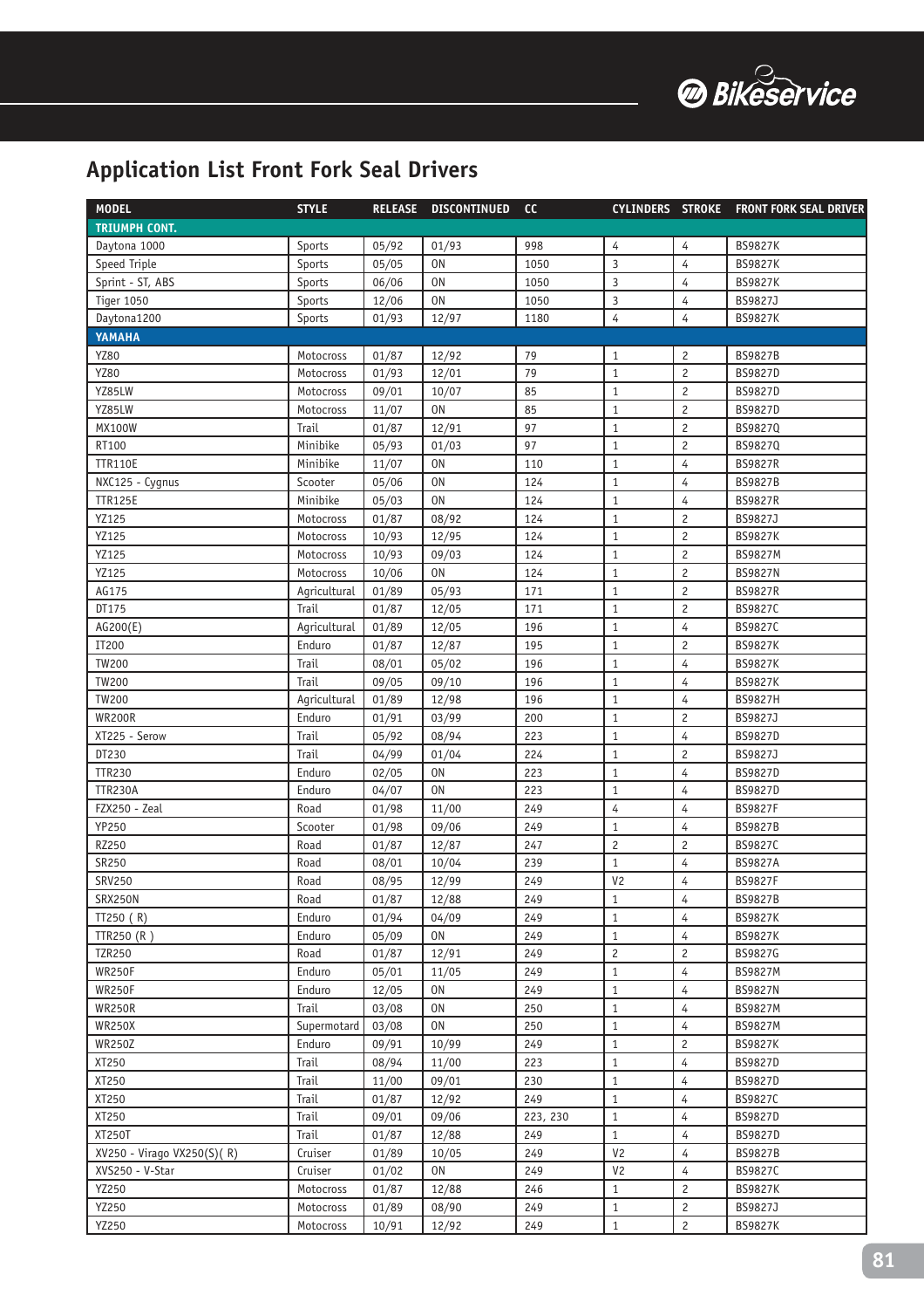## Application List Front Fork Seal Drivers

| MODEL | STYLE | RELEASE | DISCONTINUED | CC | CYLINDERS | STROKE | FRONT FORK SEAL DRIVER |
|---|---|---|---|---|---|---|---|
| **TRIUMPH CONT.** | | | | | | | |
| Daytona 1000 | Sports | 05/92 | 01/93 | 998 | 4 | 4 | BS9827K |
| Speed Triple | Sports | 05/05 | ON | 1050 | 3 | 4 | BS9827K |
| Sprint - ST, ABS | Sports | 06/06 | ON | 1050 | 3 | 4 | BS9827K |
| Tiger 1050 | Sports | 12/06 | ON | 1050 | 3 | 4 | BS9827J |
| Daytona1200 | Sports | 01/93 | 12/97 | 1180 | 4 | 4 | BS9827K |
| **YAMAHA** | | | | | | | |
| YZ80 | Motocross | 01/87 | 12/92 | 79 | 1 | 2 | BS9827B |
| YZ80 | Motocross | 01/93 | 12/01 | 79 | 1 | 2 | BS9827D |
| YZ85LW | Motocross | 09/01 | 10/07 | 85 | 1 | 2 | BS9827D |
| YZ85LW | Motocross | 11/07 | ON | 85 | 1 | 2 | BS9827D |
| MX100W | Trail | 01/87 | 12/91 | 97 | 1 | 2 | BS9827Q |
| RT100 | Minibike | 05/93 | 01/03 | 97 | 1 | 2 | BS9827Q |
| TTR110E | Minibike | 11/07 | ON | 110 | 1 | 4 | BS9827R |
| NXC125 - Cygnus | Scooter | 05/06 | ON | 124 | 1 | 4 | BS9827B |
| TTR125E | Minibike | 05/03 | ON | 124 | 1 | 4 | BS9827R |
| YZ125 | Motocross | 01/87 | 08/92 | 124 | 1 | 2 | BS9827J |
| YZ125 | Motocross | 10/93 | 12/95 | 124 | 1 | 2 | BS9827K |
| YZ125 | Motocross | 10/93 | 09/03 | 124 | 1 | 2 | BS9827M |
| YZ125 | Motocross | 10/06 | ON | 124 | 1 | 2 | BS9827N |
| AG175 | Agricultural | 01/89 | 05/93 | 171 | 1 | 2 | BS9827R |
| DT175 | Trail | 01/87 | 12/05 | 171 | 1 | 2 | BS9827C |
| AG200(E) | Agricultural | 01/89 | 12/05 | 196 | 1 | 4 | BS9827C |
| IT200 | Enduro | 01/87 | 12/87 | 195 | 1 | 2 | BS9827K |
| TW200 | Trail | 08/01 | 05/02 | 196 | 1 | 4 | BS9827K |
| TW200 | Trail | 09/05 | 09/10 | 196 | 1 | 4 | BS9827K |
| TW200 | Agricultural | 01/89 | 12/98 | 196 | 1 | 4 | BS9827H |
| WR200R | Enduro | 01/91 | 03/99 | 200 | 1 | 2 | BS9827J |
| XT225 - Serow | Trail | 05/92 | 08/94 | 223 | 1 | 4 | BS9827D |
| DT230 | Trail | 04/99 | 01/04 | 224 | 1 | 2 | BS9827J |
| TTR230 | Enduro | 02/05 | ON | 223 | 1 | 4 | BS9827D |
| TTR230A | Enduro | 04/07 | ON | 223 | 1 | 4 | BS9827D |
| FZX250 - Zeal | Road | 01/98 | 11/00 | 249 | 4 | 4 | BS9827F |
| YP250 | Scooter | 01/98 | 09/06 | 249 | 1 | 4 | BS9827B |
| RZ250 | Road | 01/87 | 12/87 | 247 | 2 | 2 | BS9827C |
| SR250 | Road | 08/01 | 10/04 | 239 | 1 | 4 | BS9827A |
| SRV250 | Road | 08/95 | 12/99 | 249 | V2 | 4 | BS9827F |
| SRX250N | Road | 01/87 | 12/88 | 249 | 1 | 4 | BS9827B |
| TT250 ( R) | Enduro | 01/94 | 04/09 | 249 | 1 | 4 | BS9827K |
| TTR250 (R ) | Enduro | 05/09 | ON | 249 | 1 | 4 | BS9827K |
| TZR250 | Road | 01/87 | 12/91 | 249 | 2 | 2 | BS9827G |
| WR250F | Enduro | 05/01 | 11/05 | 249 | 1 | 4 | BS9827M |
| WR250F | Enduro | 12/05 | ON | 249 | 1 | 4 | BS9827N |
| WR250R | Trail | 03/08 | ON | 250 | 1 | 4 | BS9827M |
| WR250X | Supermotard | 03/08 | ON | 250 | 1 | 4 | BS9827M |
| WR250Z | Enduro | 09/91 | 10/99 | 249 | 1 | 2 | BS9827K |
| XT250 | Trail | 08/94 | 11/00 | 223 | 1 | 4 | BS9827D |
| XT250 | Trail | 11/00 | 09/01 | 230 | 1 | 4 | BS9827D |
| XT250 | Trail | 01/87 | 12/92 | 249 | 1 | 4 | BS9827C |
| XT250 | Trail | 09/01 | 09/06 | 223, 230 | 1 | 4 | BS9827D |
| XT250T | Trail | 01/87 | 12/88 | 249 | 1 | 4 | BS9827D |
| XV250 - Virago VX250(S)( R) | Cruiser | 01/89 | 10/05 | 249 | V2 | 4 | BS9827B |
| XVS250 - V-Star | Cruiser | 01/02 | ON | 249 | V2 | 4 | BS9827C |
| YZ250 | Motocross | 01/87 | 12/88 | 246 | 1 | 2 | BS9827K |
| YZ250 | Motocross | 01/89 | 08/90 | 249 | 1 | 2 | BS9827J |
| YZ250 | Motocross | 10/91 | 12/92 | 249 | 1 | 2 | BS9827K |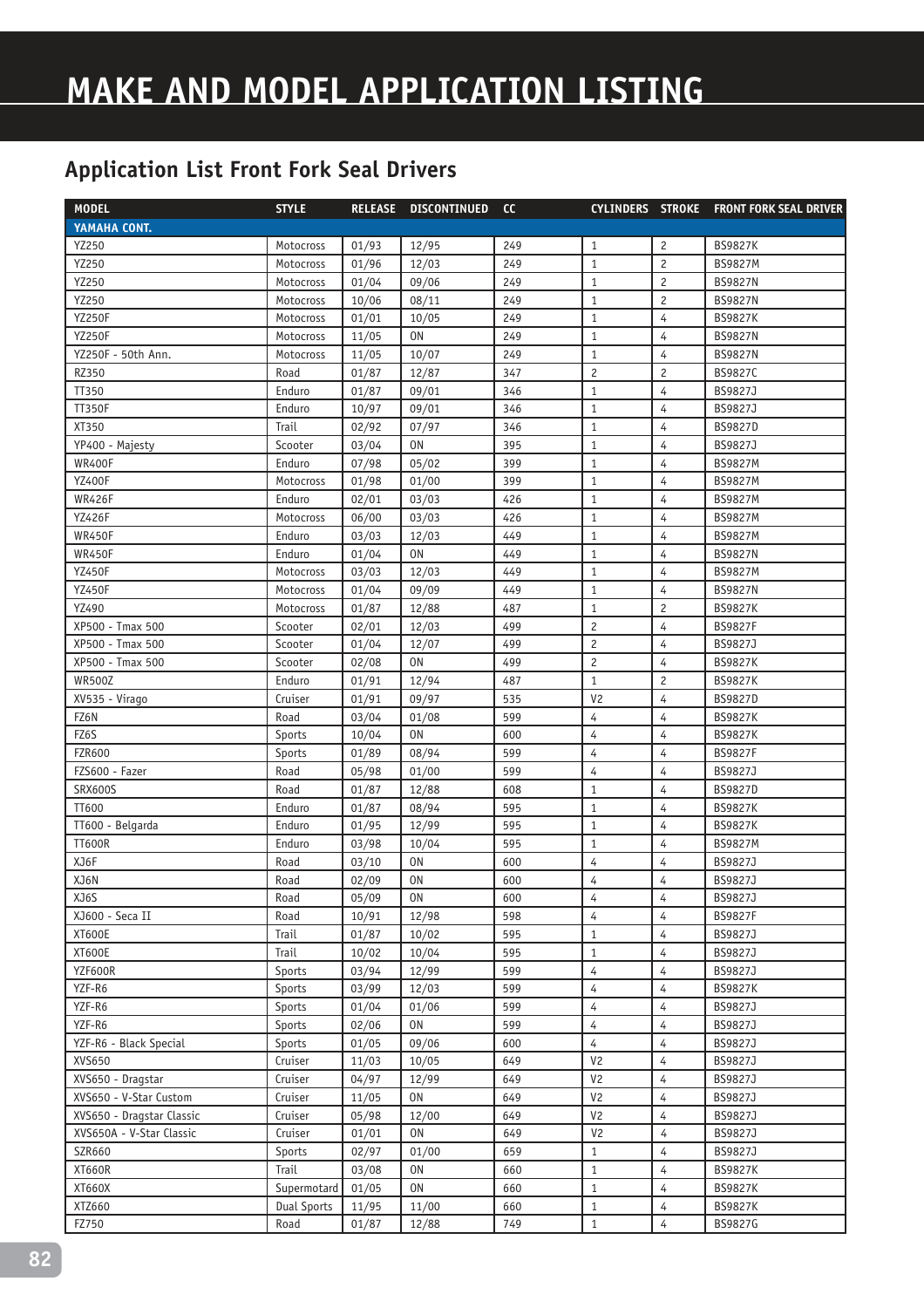# MAKE AND MODEL APPLICATION LISTING

## Application List Front Fork Seal Drivers

| MODEL | STYLE | RELEASE | DISCONTINUED | CC | CYLINDERS | STROKE | FRONT FORK SEAL DRIVER |
|---|---|---|---|---|---|---|---|
| **YAMAHA CONT.** | | | | | | | |
| YZ250 | Motocross | 01/93 | 12/95 | 249 | 1 | 2 | BS9827K |
| YZ250 | Motocross | 01/96 | 12/03 | 249 | 1 | 2 | BS9827M |
| YZ250 | Motocross | 01/04 | 09/06 | 249 | 1 | 2 | BS9827N |
| YZ250 | Motocross | 10/06 | 08/11 | 249 | 1 | 2 | BS9827N |
| YZ250F | Motocross | 01/01 | 10/05 | 249 | 1 | 4 | BS9827K |
| YZ250F | Motocross | 11/05 | ON | 249 | 1 | 4 | BS9827N |
| YZ250F - 50th Ann. | Motocross | 11/05 | 10/07 | 249 | 1 | 4 | BS9827N |
| RZ350 | Road | 01/87 | 12/87 | 347 | 2 | 2 | BS9827C |
| TT350 | Enduro | 01/87 | 09/01 | 346 | 1 | 4 | BS9827J |
| TT350F | Enduro | 10/97 | 09/01 | 346 | 1 | 4 | BS9827J |
| XT350 | Trail | 02/92 | 07/97 | 346 | 1 | 4 | BS9827D |
| YP400 - Majesty | Scooter | 03/04 | ON | 395 | 1 | 4 | BS9827J |
| WR400F | Enduro | 07/98 | 05/02 | 399 | 1 | 4 | BS9827M |
| YZ400F | Motocross | 01/98 | 01/00 | 399 | 1 | 4 | BS9827M |
| WR426F | Enduro | 02/01 | 03/03 | 426 | 1 | 4 | BS9827M |
| YZ426F | Motocross | 06/00 | 03/03 | 426 | 1 | 4 | BS9827M |
| WR450F | Enduro | 03/03 | 12/03 | 449 | 1 | 4 | BS9827M |
| WR450F | Enduro | 01/04 | ON | 449 | 1 | 4 | BS9827N |
| YZ450F | Motocross | 03/03 | 12/03 | 449 | 1 | 4 | BS9827M |
| YZ450F | Motocross | 01/04 | 09/09 | 449 | 1 | 4 | BS9827N |
| YZ490 | Motocross | 01/87 | 12/88 | 487 | 1 | 2 | BS9827K |
| XP500 - Tmax 500 | Scooter | 02/01 | 12/03 | 499 | 2 | 4 | BS9827F |
| XP500 - Tmax 500 | Scooter | 01/04 | 12/07 | 499 | 2 | 4 | BS9827J |
| XP500 - Tmax 500 | Scooter | 02/08 | ON | 499 | 2 | 4 | BS9827K |
| WR500Z | Enduro | 01/91 | 12/94 | 487 | 1 | 2 | BS9827K |
| XV535 - Virago | Cruiser | 01/91 | 09/97 | 535 | V2 | 4 | BS9827D |
| FZ6N | Road | 03/04 | 01/08 | 599 | 4 | 4 | BS9827K |
| FZ6S | Sports | 10/04 | ON | 600 | 4 | 4 | BS9827K |
| FZR600 | Sports | 01/89 | 08/94 | 599 | 4 | 4 | BS9827F |
| FZS600 - Fazer | Road | 05/98 | 01/00 | 599 | 4 | 4 | BS9827J |
| SRX600S | Road | 01/87 | 12/88 | 608 | 1 | 4 | BS9827D |
| TT600 | Enduro | 01/87 | 08/94 | 595 | 1 | 4 | BS9827K |
| TT600 - Belgarda | Enduro | 01/95 | 12/99 | 595 | 1 | 4 | BS9827K |
| TT600R | Enduro | 03/98 | 10/04 | 595 | 1 | 4 | BS9827M |
| XJ6F | Road | 03/10 | ON | 600 | 4 | 4 | BS9827J |
| XJ6N | Road | 02/09 | ON | 600 | 4 | 4 | BS9827J |
| XJ6S | Road | 05/09 | ON | 600 | 4 | 4 | BS9827J |
| XJ600 - Seca II | Road | 10/91 | 12/98 | 598 | 4 | 4 | BS9827F |
| XT600E | Trail | 01/87 | 10/02 | 595 | 1 | 4 | BS9827J |
| XT600E | Trail | 10/02 | 10/04 | 595 | 1 | 4 | BS9827J |
| YZF600R | Sports | 03/94 | 12/99 | 599 | 4 | 4 | BS9827J |
| YZF-R6 | Sports | 03/99 | 12/03 | 599 | 4 | 4 | BS9827K |
| YZF-R6 | Sports | 01/04 | 01/06 | 599 | 4 | 4 | BS9827J |
| YZF-R6 | Sports | 02/06 | ON | 599 | 4 | 4 | BS9827J |
| YZF-R6 - Black Special | Sports | 01/05 | 09/06 | 600 | 4 | 4 | BS9827J |
| XVS650 | Cruiser | 11/03 | 10/05 | 649 | V2 | 4 | BS9827J |
| XVS650 - Dragstar | Cruiser | 04/97 | 12/99 | 649 | V2 | 4 | BS9827J |
| XVS650 - V-Star Custom | Cruiser | 11/05 | ON | 649 | V2 | 4 | BS9827J |
| XVS650 - Dragstar Classic | Cruiser | 05/98 | 12/00 | 649 | V2 | 4 | BS9827J |
| XVS650A - V-Star Classic | Cruiser | 01/01 | ON | 649 | V2 | 4 | BS9827J |
| SZR660 | Sports | 02/97 | 01/00 | 659 | 1 | 4 | BS9827J |
| XT660R | Trail | 03/08 | ON | 660 | 1 | 4 | BS9827K |
| XT660X | Supermotard | 01/05 | ON | 660 | 1 | 4 | BS9827K |
| XTZ660 | Dual Sports | 11/95 | 11/00 | 660 | 1 | 4 | BS9827K |
| FZ750 | Road | 01/87 | 12/88 | 749 | 1 | 4 | BS9827G |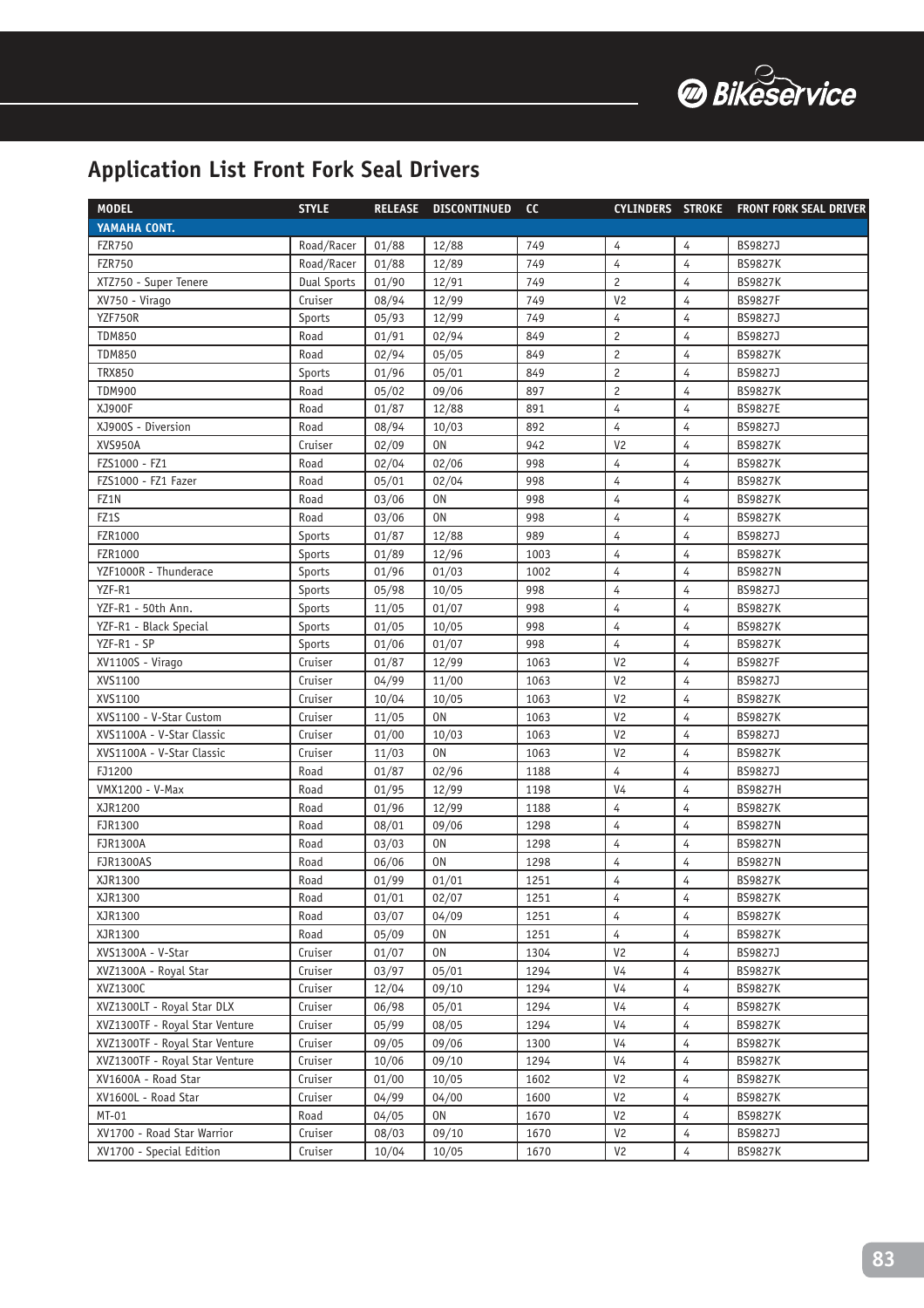## Application List Front Fork Seal Drivers

| MODEL | STYLE | RELEASE | DISCONTINUED | CC | CYLINDERS | STROKE | FRONT FORK SEAL DRIVER |
|---|---|---|---|---|---|---|---|
| **YAMAHA CONT.** | | | | | | | |
| FZR750 | Road/Racer | 01/88 | 12/88 | 749 | 4 | 4 | BS9827J |
| FZR750 | Road/Racer | 01/88 | 12/89 | 749 | 4 | 4 | BS9827K |
| XTZ750 - Super Tenere | Dual Sports | 01/90 | 12/91 | 749 | 2 | 4 | BS9827K |
| XV750 - Virago | Cruiser | 08/94 | 12/99 | 749 | V2 | 4 | BS9827F |
| YZF750R | Sports | 05/93 | 12/99 | 749 | 4 | 4 | BS9827J |
| TDM850 | Road | 01/91 | 02/94 | 849 | 2 | 4 | BS9827J |
| TDM850 | Road | 02/94 | 05/05 | 849 | 2 | 4 | BS9827K |
| TRX850 | Sports | 01/96 | 05/01 | 849 | 2 | 4 | BS9827J |
| TDM900 | Road | 05/02 | 09/06 | 897 | 2 | 4 | BS9827K |
| XJ900F | Road | 01/87 | 12/88 | 891 | 4 | 4 | BS9827E |
| XJ900S - Diversion | Road | 08/94 | 10/03 | 892 | 4 | 4 | BS9827J |
| XVS950A | Cruiser | 02/09 | ON | 942 | V2 | 4 | BS9827K |
| FZS1000 - FZ1 | Road | 02/04 | 02/06 | 998 | 4 | 4 | BS9827K |
| FZS1000 - FZ1 Fazer | Road | 05/01 | 02/04 | 998 | 4 | 4 | BS9827K |
| FZ1N | Road | 03/06 | ON | 998 | 4 | 4 | BS9827K |
| FZ1S | Road | 03/06 | ON | 998 | 4 | 4 | BS9827K |
| FZR1000 | Sports | 01/87 | 12/88 | 989 | 4 | 4 | BS9827J |
| FZR1000 | Sports | 01/89 | 12/96 | 1003 | 4 | 4 | BS9827K |
| YZF1000R - Thunderace | Sports | 01/96 | 01/03 | 1002 | 4 | 4 | BS9827N |
| YZF-R1 | Sports | 05/98 | 10/05 | 998 | 4 | 4 | BS9827J |
| YZF-R1 - 50th Ann. | Sports | 11/05 | 01/07 | 998 | 4 | 4 | BS9827K |
| YZF-R1 - Black Special | Sports | 01/05 | 10/05 | 998 | 4 | 4 | BS9827K |
| YZF-R1 - SP | Sports | 01/06 | 01/07 | 998 | 4 | 4 | BS9827K |
| XV1100S - Virago | Cruiser | 01/87 | 12/99 | 1063 | V2 | 4 | BS9827F |
| XVS1100 | Cruiser | 04/99 | 11/00 | 1063 | V2 | 4 | BS9827J |
| XVS1100 | Cruiser | 10/04 | 10/05 | 1063 | V2 | 4 | BS9827K |
| XVS1100 - V-Star Custom | Cruiser | 11/05 | ON | 1063 | V2 | 4 | BS9827K |
| XVS1100A - V-Star Classic | Cruiser | 01/00 | 10/03 | 1063 | V2 | 4 | BS9827J |
| XVS1100A - V-Star Classic | Cruiser | 11/03 | ON | 1063 | V2 | 4 | BS9827K |
| FJ1200 | Road | 01/87 | 02/96 | 1188 | 4 | 4 | BS9827J |
| VMX1200 - V-Max | Road | 01/95 | 12/99 | 1198 | V4 | 4 | BS9827H |
| XJR1200 | Road | 01/96 | 12/99 | 1188 | 4 | 4 | BS9827K |
| FJR1300 | Road | 08/01 | 09/06 | 1298 | 4 | 4 | BS9827N |
| FJR1300A | Road | 03/03 | ON | 1298 | 4 | 4 | BS9827N |
| FJR1300AS | Road | 06/06 | ON | 1298 | 4 | 4 | BS9827N |
| XJR1300 | Road | 01/99 | 01/01 | 1251 | 4 | 4 | BS9827K |
| XJR1300 | Road | 01/01 | 02/07 | 1251 | 4 | 4 | BS9827K |
| XJR1300 | Road | 03/07 | 04/09 | 1251 | 4 | 4 | BS9827K |
| XJR1300 | Road | 05/09 | ON | 1251 | 4 | 4 | BS9827K |
| XVS1300A - V-Star | Cruiser | 01/07 | ON | 1304 | V2 | 4 | BS9827J |
| XVZ1300A - Royal Star | Cruiser | 03/97 | 05/01 | 1294 | V4 | 4 | BS9827K |
| XVZ1300C | Cruiser | 12/04 | 09/10 | 1294 | V4 | 4 | BS9827K |
| XVZ1300LT - Royal Star DLX | Cruiser | 06/98 | 05/01 | 1294 | V4 | 4 | BS9827K |
| XVZ1300TF - Royal Star Venture | Cruiser | 05/99 | 08/05 | 1294 | V4 | 4 | BS9827K |
| XVZ1300TF - Royal Star Venture | Cruiser | 09/05 | 09/06 | 1300 | V4 | 4 | BS9827K |
| XVZ1300TF - Royal Star Venture | Cruiser | 10/06 | 09/10 | 1294 | V4 | 4 | BS9827K |
| XV1600A - Road Star | Cruiser | 01/00 | 10/05 | 1602 | V2 | 4 | BS9827K |
| XV1600L - Road Star | Cruiser | 04/99 | 04/00 | 1600 | V2 | 4 | BS9827K |
| MT-01 | Road | 04/05 | ON | 1670 | V2 | 4 | BS9827K |
| XV1700 - Road Star Warrior | Cruiser | 08/03 | 09/10 | 1670 | V2 | 4 | BS9827J |
| XV1700 - Special Edition | Cruiser | 10/04 | 10/05 | 1670 | V2 | 4 | BS9827K |